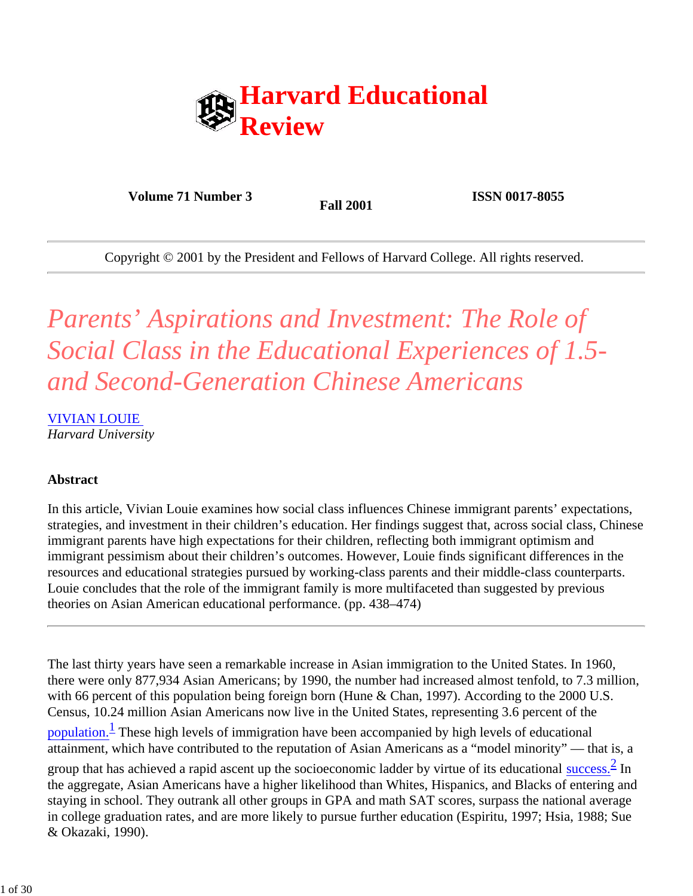# Harvard Educational Review

**Volume 71 Number 3** **Fall 2001** **ISSN 0017-8055**

Copyright © 2001 by the President and Fellows of Harvard College. All rights reserved.

# *Parents' Aspirations and Investment: The Role of Social Class in the Educational Experiences of 1.5- and Second-Generation Chinese Americans*

VIVIAN LOUIE
*Harvard University*

**Abstract**

In this article, Vivian Louie examines how social class influences Chinese immigrant parents' expectations, strategies, and investment in their children's education. Her findings suggest that, across social class, Chinese immigrant parents have high expectations for their children, reflecting both immigrant optimism and immigrant pessimism about their children's outcomes. However, Louie finds significant differences in the resources and educational strategies pursued by working-class parents and their middle-class counterparts. Louie concludes that the role of the immigrant family is more multifaceted than suggested by previous theories on Asian American educational performance. (pp. 438–474)

---

The last thirty years have seen a remarkable increase in Asian immigration to the United States. In 1960, there were only 877,934 Asian Americans; by 1990, the number had increased almost tenfold, to 7.3 million, with 66 percent of this population being foreign born (Hune & Chan, 1997). According to the 2000 U.S. Census, 10.24 million Asian Americans now live in the United States, representing 3.6 percent of the population.[1] These high levels of immigration have been accompanied by high levels of educational attainment, which have contributed to the reputation of Asian Americans as a "model minority" — that is, a group that has achieved a rapid ascent up the socioeconomic ladder by virtue of its educational success.[2] In the aggregate, Asian Americans have a higher likelihood than Whites, Hispanics, and Blacks of entering and staying in school. They outrank all other groups in GPA and math SAT scores, surpass the national average in college graduation rates, and are more likely to pursue further education (Espiritu, 1997; Hsia, 1988; Sue & Okazaki, 1990).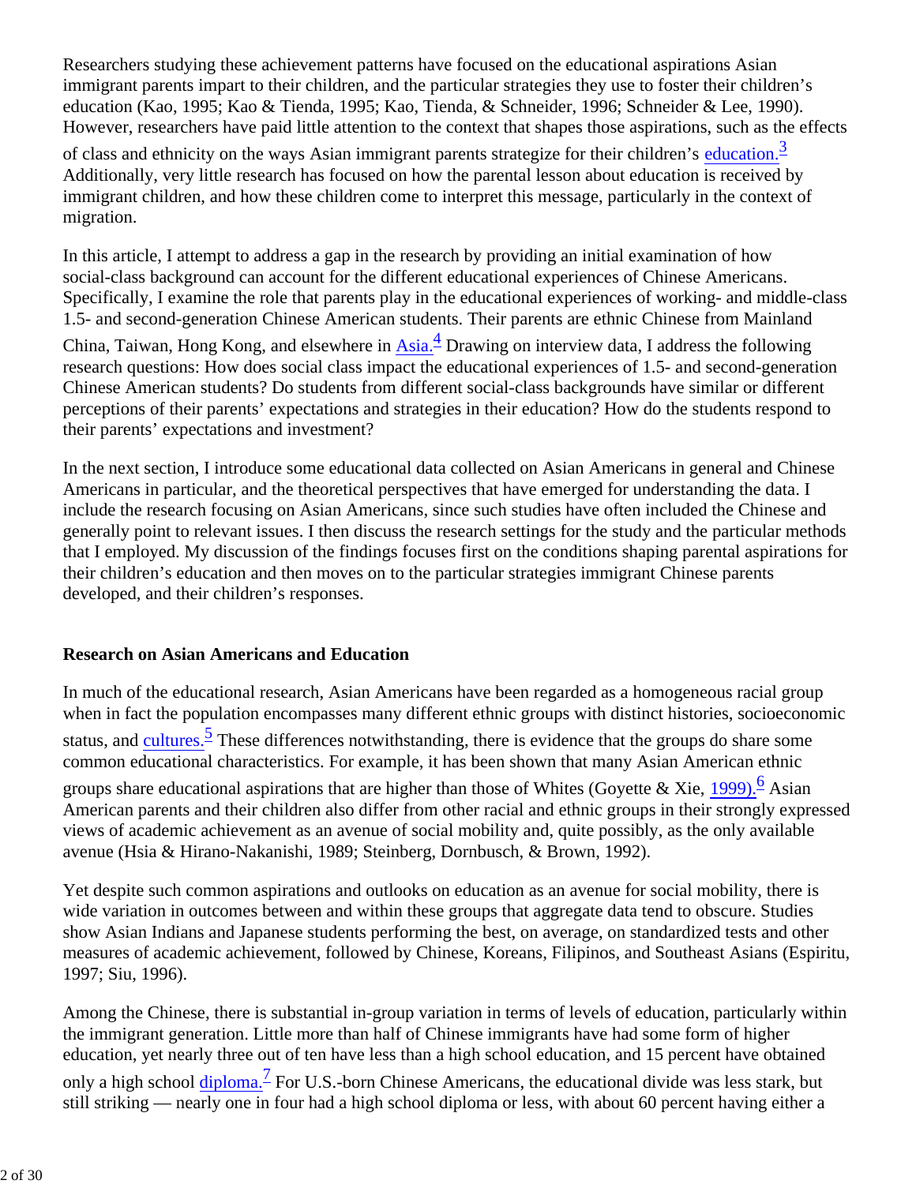Researchers studying these achievement patterns have focused on the educational aspirations Asian immigrant parents impart to their children, and the particular strategies they use to foster their children's education (Kao, 1995; Kao & Tienda, 1995; Kao, Tienda, & Schneider, 1996; Schneider & Lee, 1990). However, researchers have paid little attention to the context that shapes those aspirations, such as the effects of class and ethnicity on the ways Asian immigrant parents strategize for their children's education.[3] Additionally, very little research has focused on how the parental lesson about education is received by immigrant children, and how these children come to interpret this message, particularly in the context of migration.

In this article, I attempt to address a gap in the research by providing an initial examination of how social-class background can account for the different educational experiences of Chinese Americans. Specifically, I examine the role that parents play in the educational experiences of working- and middle-class 1.5- and second-generation Chinese American students. Their parents are ethnic Chinese from Mainland China, Taiwan, Hong Kong, and elsewhere in Asia.[4] Drawing on interview data, I address the following research questions: How does social class impact the educational experiences of 1.5- and second-generation Chinese American students? Do students from different social-class backgrounds have similar or different perceptions of their parents' expectations and strategies in their education? How do the students respond to their parents' expectations and investment?

In the next section, I introduce some educational data collected on Asian Americans in general and Chinese Americans in particular, and the theoretical perspectives that have emerged for understanding the data. I include the research focusing on Asian Americans, since such studies have often included the Chinese and generally point to relevant issues. I then discuss the research settings for the study and the particular methods that I employed. My discussion of the findings focuses first on the conditions shaping parental aspirations for their children's education and then moves on to the particular strategies immigrant Chinese parents developed, and their children's responses.

### Research on Asian Americans and Education

In much of the educational research, Asian Americans have been regarded as a homogeneous racial group when in fact the population encompasses many different ethnic groups with distinct histories, socioeconomic status, and cultures.[5] These differences notwithstanding, there is evidence that the groups do share some common educational characteristics. For example, it has been shown that many Asian American ethnic groups share educational aspirations that are higher than those of Whites (Goyette & Xie, 1999).[6] Asian American parents and their children also differ from other racial and ethnic groups in their strongly expressed views of academic achievement as an avenue of social mobility and, quite possibly, as the only available avenue (Hsia & Hirano-Nakanishi, 1989; Steinberg, Dornbusch, & Brown, 1992).

Yet despite such common aspirations and outlooks on education as an avenue for social mobility, there is wide variation in outcomes between and within these groups that aggregate data tend to obscure. Studies show Asian Indians and Japanese students performing the best, on average, on standardized tests and other measures of academic achievement, followed by Chinese, Koreans, Filipinos, and Southeast Asians (Espiritu, 1997; Siu, 1996).

Among the Chinese, there is substantial in-group variation in terms of levels of education, particularly within the immigrant generation. Little more than half of Chinese immigrants have had some form of higher education, yet nearly three out of ten have less than a high school education, and 15 percent have obtained only a high school diploma.[7] For U.S.-born Chinese Americans, the educational divide was less stark, but still striking — nearly one in four had a high school diploma or less, with about 60 percent having either a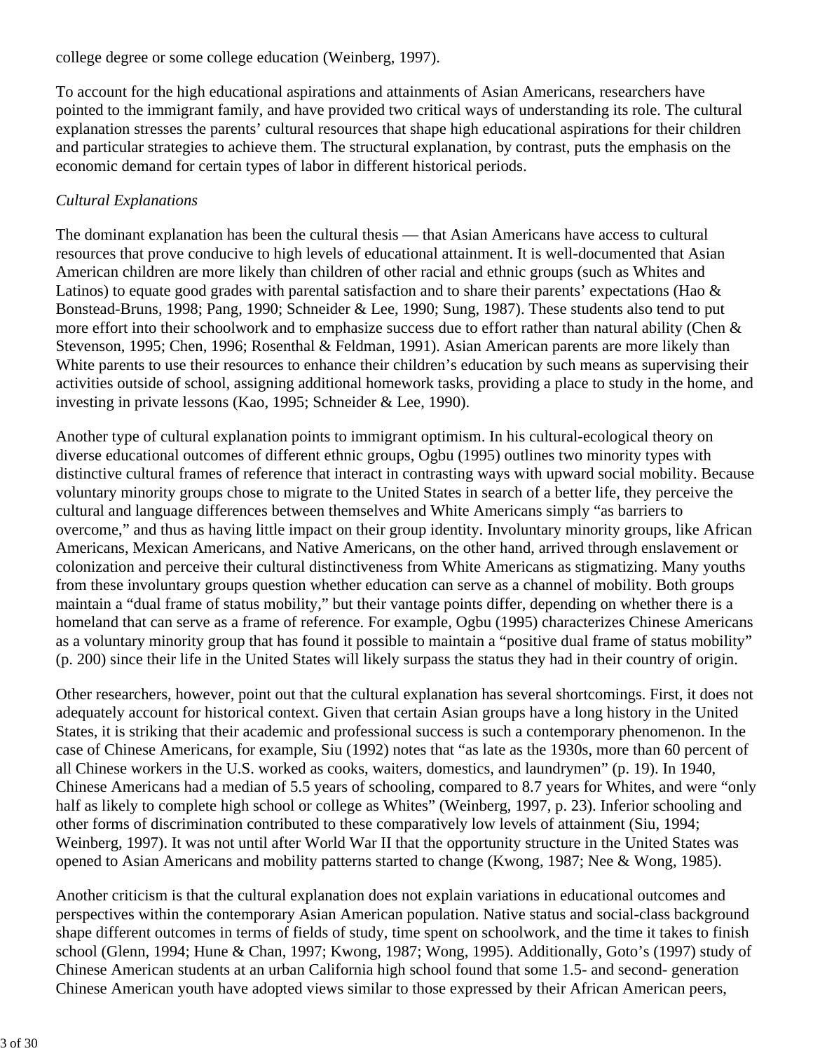college degree or some college education (Weinberg, 1997).

To account for the high educational aspirations and attainments of Asian Americans, researchers have pointed to the immigrant family, and have provided two critical ways of understanding its role. The cultural explanation stresses the parents' cultural resources that shape high educational aspirations for their children and particular strategies to achieve them. The structural explanation, by contrast, puts the emphasis on the economic demand for certain types of labor in different historical periods.

*Cultural Explanations*

The dominant explanation has been the cultural thesis — that Asian Americans have access to cultural resources that prove conducive to high levels of educational attainment. It is well-documented that Asian American children are more likely than children of other racial and ethnic groups (such as Whites and Latinos) to equate good grades with parental satisfaction and to share their parents' expectations (Hao & Bonstead-Bruns, 1998; Pang, 1990; Schneider & Lee, 1990; Sung, 1987). These students also tend to put more effort into their schoolwork and to emphasize success due to effort rather than natural ability (Chen & Stevenson, 1995; Chen, 1996; Rosenthal & Feldman, 1991). Asian American parents are more likely than White parents to use their resources to enhance their children's education by such means as supervising their activities outside of school, assigning additional homework tasks, providing a place to study in the home, and investing in private lessons (Kao, 1995; Schneider & Lee, 1990).

Another type of cultural explanation points to immigrant optimism. In his cultural-ecological theory on diverse educational outcomes of different ethnic groups, Ogbu (1995) outlines two minority types with distinctive cultural frames of reference that interact in contrasting ways with upward social mobility. Because voluntary minority groups chose to migrate to the United States in search of a better life, they perceive the cultural and language differences between themselves and White Americans simply "as barriers to overcome," and thus as having little impact on their group identity. Involuntary minority groups, like African Americans, Mexican Americans, and Native Americans, on the other hand, arrived through enslavement or colonization and perceive their cultural distinctiveness from White Americans as stigmatizing. Many youths from these involuntary groups question whether education can serve as a channel of mobility. Both groups maintain a "dual frame of status mobility," but their vantage points differ, depending on whether there is a homeland that can serve as a frame of reference. For example, Ogbu (1995) characterizes Chinese Americans as a voluntary minority group that has found it possible to maintain a "positive dual frame of status mobility" (p. 200) since their life in the United States will likely surpass the status they had in their country of origin.

Other researchers, however, point out that the cultural explanation has several shortcomings. First, it does not adequately account for historical context. Given that certain Asian groups have a long history in the United States, it is striking that their academic and professional success is such a contemporary phenomenon. In the case of Chinese Americans, for example, Siu (1992) notes that "as late as the 1930s, more than 60 percent of all Chinese workers in the U.S. worked as cooks, waiters, domestics, and laundrymen" (p. 19). In 1940, Chinese Americans had a median of 5.5 years of schooling, compared to 8.7 years for Whites, and were "only half as likely to complete high school or college as Whites" (Weinberg, 1997, p. 23). Inferior schooling and other forms of discrimination contributed to these comparatively low levels of attainment (Siu, 1994; Weinberg, 1997). It was not until after World War II that the opportunity structure in the United States was opened to Asian Americans and mobility patterns started to change (Kwong, 1987; Nee & Wong, 1985).

Another criticism is that the cultural explanation does not explain variations in educational outcomes and perspectives within the contemporary Asian American population. Native status and social-class background shape different outcomes in terms of fields of study, time spent on schoolwork, and the time it takes to finish school (Glenn, 1994; Hune & Chan, 1997; Kwong, 1987; Wong, 1995). Additionally, Goto's (1997) study of Chinese American students at an urban California high school found that some 1.5- and second- generation Chinese American youth have adopted views similar to those expressed by their African American peers,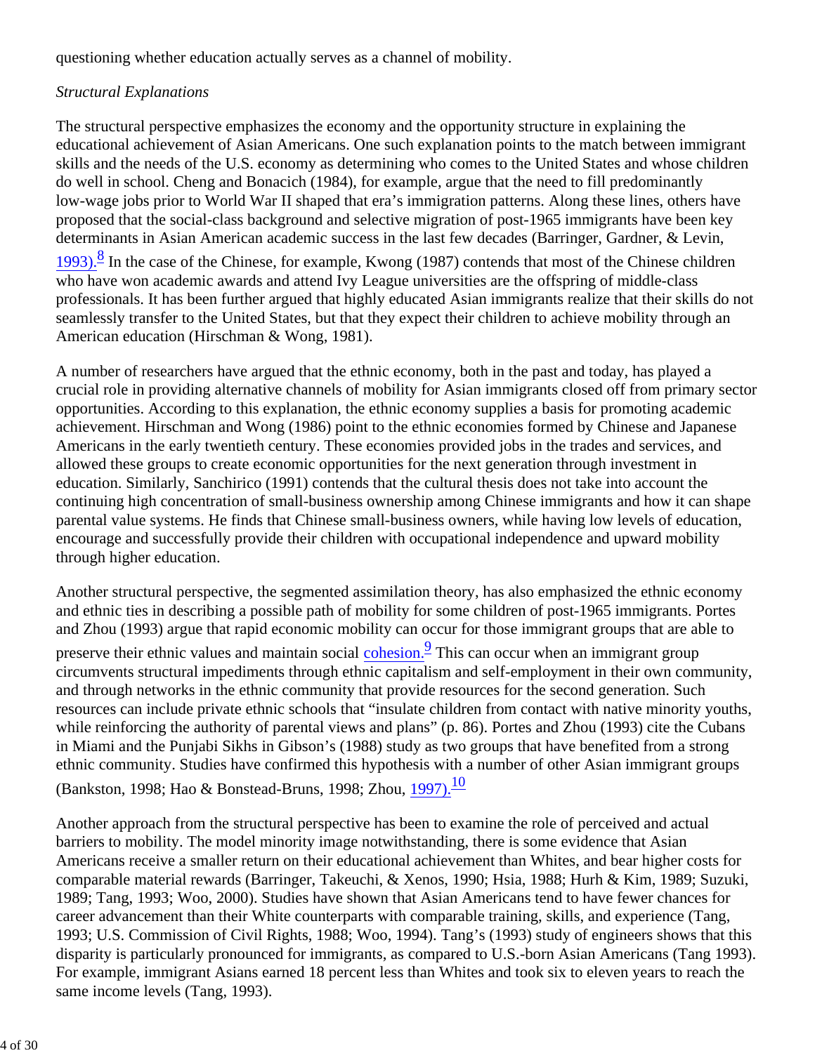questioning whether education actually serves as a channel of mobility.

*Structural Explanations*

The structural perspective emphasizes the economy and the opportunity structure in explaining the educational achievement of Asian Americans. One such explanation points to the match between immigrant skills and the needs of the U.S. economy as determining who comes to the United States and whose children do well in school. Cheng and Bonacich (1984), for example, argue that the need to fill predominantly low-wage jobs prior to World War II shaped that era's immigration patterns. Along these lines, others have proposed that the social-class background and selective migration of post-1965 immigrants have been key determinants in Asian American academic success in the last few decades (Barringer, Gardner, & Levin, 1993).[8] In the case of the Chinese, for example, Kwong (1987) contends that most of the Chinese children who have won academic awards and attend Ivy League universities are the offspring of middle-class professionals. It has been further argued that highly educated Asian immigrants realize that their skills do not seamlessly transfer to the United States, but that they expect their children to achieve mobility through an American education (Hirschman & Wong, 1981).

A number of researchers have argued that the ethnic economy, both in the past and today, has played a crucial role in providing alternative channels of mobility for Asian immigrants closed off from primary sector opportunities. According to this explanation, the ethnic economy supplies a basis for promoting academic achievement. Hirschman and Wong (1986) point to the ethnic economies formed by Chinese and Japanese Americans in the early twentieth century. These economies provided jobs in the trades and services, and allowed these groups to create economic opportunities for the next generation through investment in education. Similarly, Sanchirico (1991) contends that the cultural thesis does not take into account the continuing high concentration of small-business ownership among Chinese immigrants and how it can shape parental value systems. He finds that Chinese small-business owners, while having low levels of education, encourage and successfully provide their children with occupational independence and upward mobility through higher education.

Another structural perspective, the segmented assimilation theory, has also emphasized the ethnic economy and ethnic ties in describing a possible path of mobility for some children of post-1965 immigrants. Portes and Zhou (1993) argue that rapid economic mobility can occur for those immigrant groups that are able to preserve their ethnic values and maintain social cohesion.[9] This can occur when an immigrant group circumvents structural impediments through ethnic capitalism and self-employment in their own community, and through networks in the ethnic community that provide resources for the second generation. Such resources can include private ethnic schools that "insulate children from contact with native minority youths, while reinforcing the authority of parental views and plans" (p. 86). Portes and Zhou (1993) cite the Cubans in Miami and the Punjabi Sikhs in Gibson's (1988) study as two groups that have benefited from a strong ethnic community. Studies have confirmed this hypothesis with a number of other Asian immigrant groups (Bankston, 1998; Hao & Bonstead-Bruns, 1998; Zhou, 1997).[10]

Another approach from the structural perspective has been to examine the role of perceived and actual barriers to mobility. The model minority image notwithstanding, there is some evidence that Asian Americans receive a smaller return on their educational achievement than Whites, and bear higher costs for comparable material rewards (Barringer, Takeuchi, & Xenos, 1990; Hsia, 1988; Hurh & Kim, 1989; Suzuki, 1989; Tang, 1993; Woo, 2000). Studies have shown that Asian Americans tend to have fewer chances for career advancement than their White counterparts with comparable training, skills, and experience (Tang, 1993; U.S. Commission of Civil Rights, 1988; Woo, 1994). Tang's (1993) study of engineers shows that this disparity is particularly pronounced for immigrants, as compared to U.S.-born Asian Americans (Tang 1993). For example, immigrant Asians earned 18 percent less than Whites and took six to eleven years to reach the same income levels (Tang, 1993).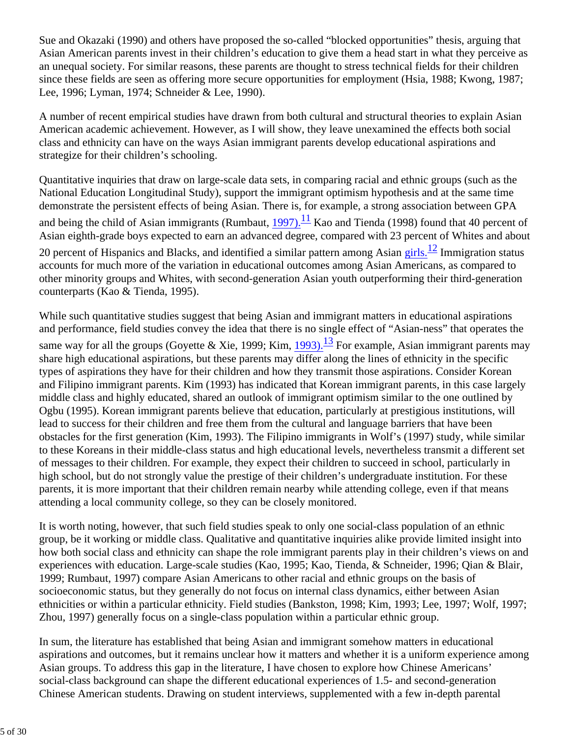Sue and Okazaki (1990) and others have proposed the so-called "blocked opportunities" thesis, arguing that Asian American parents invest in their children's education to give them a head start in what they perceive as an unequal society. For similar reasons, these parents are thought to stress technical fields for their children since these fields are seen as offering more secure opportunities for employment (Hsia, 1988; Kwong, 1987; Lee, 1996; Lyman, 1974; Schneider & Lee, 1990).

A number of recent empirical studies have drawn from both cultural and structural theories to explain Asian American academic achievement. However, as I will show, they leave unexamined the effects both social class and ethnicity can have on the ways Asian immigrant parents develop educational aspirations and strategize for their children's schooling.

Quantitative inquiries that draw on large-scale data sets, in comparing racial and ethnic groups (such as the National Education Longitudinal Study), support the immigrant optimism hypothesis and at the same time demonstrate the persistent effects of being Asian. There is, for example, a strong association between GPA and being the child of Asian immigrants (Rumbaut, 1997).[11] Kao and Tienda (1998) found that 40 percent of Asian eighth-grade boys expected to earn an advanced degree, compared with 23 percent of Whites and about 20 percent of Hispanics and Blacks, and identified a similar pattern among Asian girls.[12] Immigration status accounts for much more of the variation in educational outcomes among Asian Americans, as compared to other minority groups and Whites, with second-generation Asian youth outperforming their third-generation counterparts (Kao & Tienda, 1995).

While such quantitative studies suggest that being Asian and immigrant matters in educational aspirations and performance, field studies convey the idea that there is no single effect of "Asian-ness" that operates the same way for all the groups (Goyette & Xie, 1999; Kim, 1993).[13] For example, Asian immigrant parents may share high educational aspirations, but these parents may differ along the lines of ethnicity in the specific types of aspirations they have for their children and how they transmit those aspirations. Consider Korean and Filipino immigrant parents. Kim (1993) has indicated that Korean immigrant parents, in this case largely middle class and highly educated, shared an outlook of immigrant optimism similar to the one outlined by Ogbu (1995). Korean immigrant parents believe that education, particularly at prestigious institutions, will lead to success for their children and free them from the cultural and language barriers that have been obstacles for the first generation (Kim, 1993). The Filipino immigrants in Wolf's (1997) study, while similar to these Koreans in their middle-class status and high educational levels, nevertheless transmit a different set of messages to their children. For example, they expect their children to succeed in school, particularly in high school, but do not strongly value the prestige of their children's undergraduate institution. For these parents, it is more important that their children remain nearby while attending college, even if that means attending a local community college, so they can be closely monitored.

It is worth noting, however, that such field studies speak to only one social-class population of an ethnic group, be it working or middle class. Qualitative and quantitative inquiries alike provide limited insight into how both social class and ethnicity can shape the role immigrant parents play in their children's views on and experiences with education. Large-scale studies (Kao, 1995; Kao, Tienda, & Schneider, 1996; Qian & Blair, 1999; Rumbaut, 1997) compare Asian Americans to other racial and ethnic groups on the basis of socioeconomic status, but they generally do not focus on internal class dynamics, either between Asian ethnicities or within a particular ethnicity. Field studies (Bankston, 1998; Kim, 1993; Lee, 1997; Wolf, 1997; Zhou, 1997) generally focus on a single-class population within a particular ethnic group.

In sum, the literature has established that being Asian and immigrant somehow matters in educational aspirations and outcomes, but it remains unclear how it matters and whether it is a uniform experience among Asian groups. To address this gap in the literature, I have chosen to explore how Chinese Americans' social-class background can shape the different educational experiences of 1.5- and second-generation Chinese American students. Drawing on student interviews, supplemented with a few in-depth parental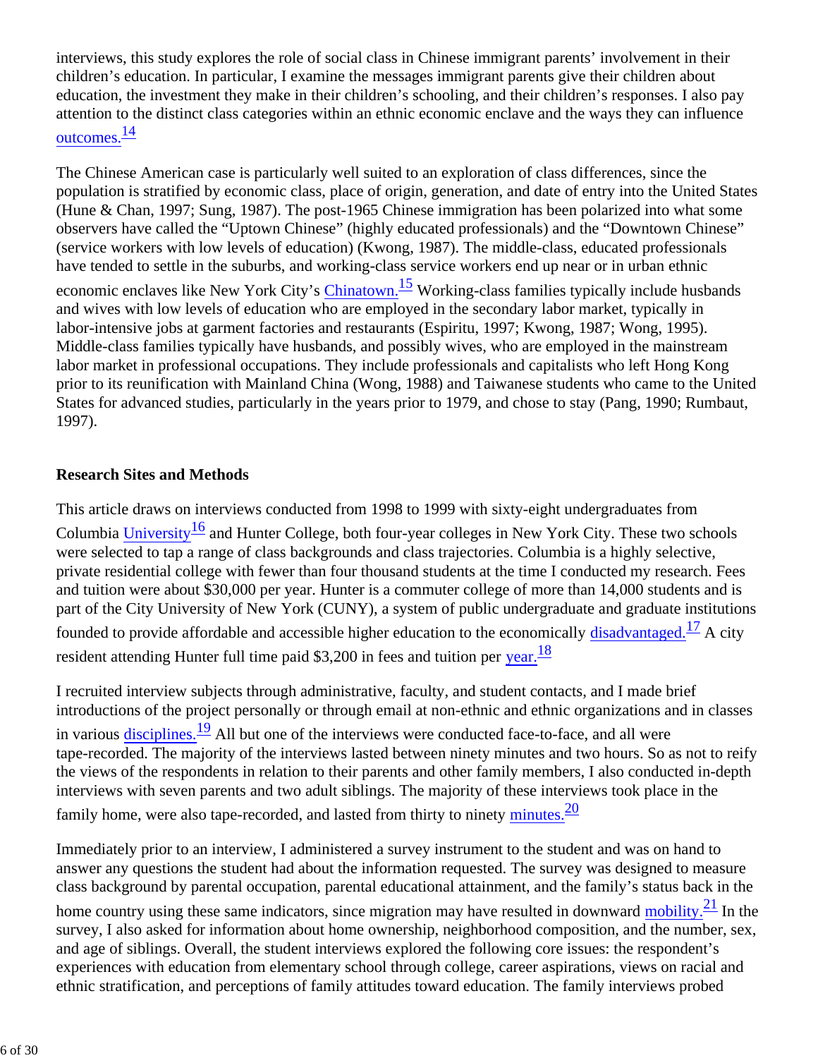interviews, this study explores the role of social class in Chinese immigrant parents' involvement in their children's education. In particular, I examine the messages immigrant parents give their children about education, the investment they make in their children's schooling, and their children's responses. I also pay attention to the distinct class categories within an ethnic economic enclave and the ways they can influence outcomes.[14]

The Chinese American case is particularly well suited to an exploration of class differences, since the population is stratified by economic class, place of origin, generation, and date of entry into the United States (Hune & Chan, 1997; Sung, 1987). The post-1965 Chinese immigration has been polarized into what some observers have called the "Uptown Chinese" (highly educated professionals) and the "Downtown Chinese" (service workers with low levels of education) (Kwong, 1987). The middle-class, educated professionals have tended to settle in the suburbs, and working-class service workers end up near or in urban ethnic economic enclaves like New York City's Chinatown.[15] Working-class families typically include husbands and wives with low levels of education who are employed in the secondary labor market, typically in labor-intensive jobs at garment factories and restaurants (Espiritu, 1997; Kwong, 1987; Wong, 1995). Middle-class families typically have husbands, and possibly wives, who are employed in the mainstream labor market in professional occupations. They include professionals and capitalists who left Hong Kong prior to its reunification with Mainland China (Wong, 1988) and Taiwanese students who came to the United States for advanced studies, particularly in the years prior to 1979, and chose to stay (Pang, 1990; Rumbaut, 1997).

## Research Sites and Methods

This article draws on interviews conducted from 1998 to 1999 with sixty-eight undergraduates from Columbia University[16] and Hunter College, both four-year colleges in New York City. These two schools were selected to tap a range of class backgrounds and class trajectories. Columbia is a highly selective, private residential college with fewer than four thousand students at the time I conducted my research. Fees and tuition were about $30,000 per year. Hunter is a commuter college of more than 14,000 students and is part of the City University of New York (CUNY), a system of public undergraduate and graduate institutions founded to provide affordable and accessible higher education to the economically disadvantaged.[17] A city resident attending Hunter full time paid $3,200 in fees and tuition per year.[18]

I recruited interview subjects through administrative, faculty, and student contacts, and I made brief introductions of the project personally or through email at non-ethnic and ethnic organizations and in classes in various disciplines.[19] All but one of the interviews were conducted face-to-face, and all were tape-recorded. The majority of the interviews lasted between ninety minutes and two hours. So as not to reify the views of the respondents in relation to their parents and other family members, I also conducted in-depth interviews with seven parents and two adult siblings. The majority of these interviews took place in the family home, were also tape-recorded, and lasted from thirty to ninety minutes.[20]

Immediately prior to an interview, I administered a survey instrument to the student and was on hand to answer any questions the student had about the information requested. The survey was designed to measure class background by parental occupation, parental educational attainment, and the family's status back in the home country using these same indicators, since migration may have resulted in downward mobility.[21] In the survey, I also asked for information about home ownership, neighborhood composition, and the number, sex, and age of siblings. Overall, the student interviews explored the following core issues: the respondent's experiences with education from elementary school through college, career aspirations, views on racial and ethnic stratification, and perceptions of family attitudes toward education. The family interviews probed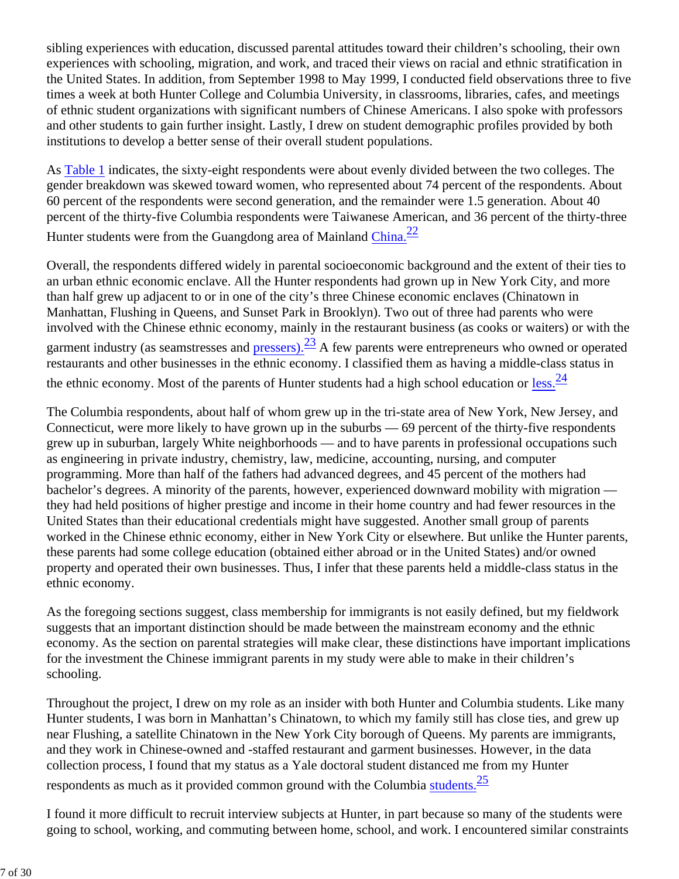sibling experiences with education, discussed parental attitudes toward their children's schooling, their own experiences with schooling, migration, and work, and traced their views on racial and ethnic stratification in the United States. In addition, from September 1998 to May 1999, I conducted field observations three to five times a week at both Hunter College and Columbia University, in classrooms, libraries, cafes, and meetings of ethnic student organizations with significant numbers of Chinese Americans. I also spoke with professors and other students to gain further insight. Lastly, I drew on student demographic profiles provided by both institutions to develop a better sense of their overall student populations.

As Table 1 indicates, the sixty-eight respondents were about evenly divided between the two colleges. The gender breakdown was skewed toward women, who represented about 74 percent of the respondents. About 60 percent of the respondents were second generation, and the remainder were 1.5 generation. About 40 percent of the thirty-five Columbia respondents were Taiwanese American, and 36 percent of the thirty-three Hunter students were from the Guangdong area of Mainland China.[22]

Overall, the respondents differed widely in parental socioeconomic background and the extent of their ties to an urban ethnic economic enclave. All the Hunter respondents had grown up in New York City, and more than half grew up adjacent to or in one of the city's three Chinese economic enclaves (Chinatown in Manhattan, Flushing in Queens, and Sunset Park in Brooklyn). Two out of three had parents who were involved with the Chinese ethnic economy, mainly in the restaurant business (as cooks or waiters) or with the garment industry (as seamstresses and pressers).[23] A few parents were entrepreneurs who owned or operated restaurants and other businesses in the ethnic economy. I classified them as having a middle-class status in the ethnic economy. Most of the parents of Hunter students had a high school education or less.[24]

The Columbia respondents, about half of whom grew up in the tri-state area of New York, New Jersey, and Connecticut, were more likely to have grown up in the suburbs — 69 percent of the thirty-five respondents grew up in suburban, largely White neighborhoods — and to have parents in professional occupations such as engineering in private industry, chemistry, law, medicine, accounting, nursing, and computer programming. More than half of the fathers had advanced degrees, and 45 percent of the mothers had bachelor's degrees. A minority of the parents, however, experienced downward mobility with migration — they had held positions of higher prestige and income in their home country and had fewer resources in the United States than their educational credentials might have suggested. Another small group of parents worked in the Chinese ethnic economy, either in New York City or elsewhere. But unlike the Hunter parents, these parents had some college education (obtained either abroad or in the United States) and/or owned property and operated their own businesses. Thus, I infer that these parents held a middle-class status in the ethnic economy.

As the foregoing sections suggest, class membership for immigrants is not easily defined, but my fieldwork suggests that an important distinction should be made between the mainstream economy and the ethnic economy. As the section on parental strategies will make clear, these distinctions have important implications for the investment the Chinese immigrant parents in my study were able to make in their children's schooling.

Throughout the project, I drew on my role as an insider with both Hunter and Columbia students. Like many Hunter students, I was born in Manhattan's Chinatown, to which my family still has close ties, and grew up near Flushing, a satellite Chinatown in the New York City borough of Queens. My parents are immigrants, and they work in Chinese-owned and -staffed restaurant and garment businesses. However, in the data collection process, I found that my status as a Yale doctoral student distanced me from my Hunter respondents as much as it provided common ground with the Columbia students.[25]

I found it more difficult to recruit interview subjects at Hunter, in part because so many of the students were going to school, working, and commuting between home, school, and work. I encountered similar constraints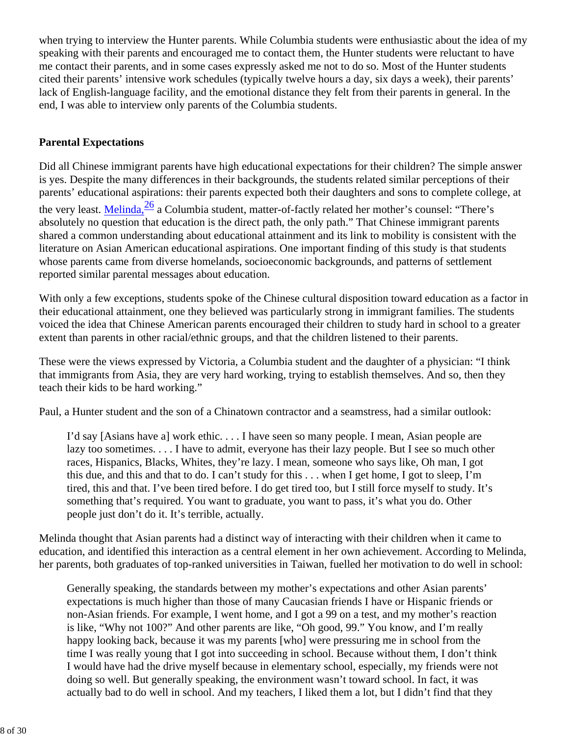when trying to interview the Hunter parents. While Columbia students were enthusiastic about the idea of my speaking with their parents and encouraged me to contact them, the Hunter students were reluctant to have me contact their parents, and in some cases expressly asked me not to do so. Most of the Hunter students cited their parents' intensive work schedules (typically twelve hours a day, six days a week), their parents' lack of English-language facility, and the emotional distance they felt from their parents in general. In the end, I was able to interview only parents of the Columbia students.

**Parental Expectations**

Did all Chinese immigrant parents have high educational expectations for their children? The simple answer is yes. Despite the many differences in their backgrounds, the students related similar perceptions of their parents' educational aspirations: their parents expected both their daughters and sons to complete college, at the very least. Melinda,[26] a Columbia student, matter-of-factly related her mother's counsel: "There's absolutely no question that education is the direct path, the only path." That Chinese immigrant parents shared a common understanding about educational attainment and its link to mobility is consistent with the literature on Asian American educational aspirations. One important finding of this study is that students whose parents came from diverse homelands, socioeconomic backgrounds, and patterns of settlement reported similar parental messages about education.

With only a few exceptions, students spoke of the Chinese cultural disposition toward education as a factor in their educational attainment, one they believed was particularly strong in immigrant families. The students voiced the idea that Chinese American parents encouraged their children to study hard in school to a greater extent than parents in other racial/ethnic groups, and that the children listened to their parents.

These were the views expressed by Victoria, a Columbia student and the daughter of a physician: "I think that immigrants from Asia, they are very hard working, trying to establish themselves. And so, then they teach their kids to be hard working."

Paul, a Hunter student and the son of a Chinatown contractor and a seamstress, had a similar outlook:

> I'd say [Asians have a] work ethic. . . . I have seen so many people. I mean, Asian people are lazy too sometimes. . . . I have to admit, everyone has their lazy people. But I see so much other races, Hispanics, Blacks, Whites, they're lazy. I mean, someone who says like, Oh man, I got this due, and this and that to do. I can't study for this . . . when I get home, I got to sleep, I'm tired, this and that. I've been tired before. I do get tired too, but I still force myself to study. It's something that's required. You want to graduate, you want to pass, it's what you do. Other people just don't do it. It's terrible, actually.

Melinda thought that Asian parents had a distinct way of interacting with their children when it came to education, and identified this interaction as a central element in her own achievement. According to Melinda, her parents, both graduates of top-ranked universities in Taiwan, fuelled her motivation to do well in school:

> Generally speaking, the standards between my mother's expectations and other Asian parents' expectations is much higher than those of many Caucasian friends I have or Hispanic friends or non-Asian friends. For example, I went home, and I got a 99 on a test, and my mother's reaction is like, "Why not 100?" And other parents are like, "Oh good, 99." You know, and I'm really happy looking back, because it was my parents [who] were pressuring me in school from the time I was really young that I got into succeeding in school. Because without them, I don't think I would have had the drive myself because in elementary school, especially, my friends were not doing so well. But generally speaking, the environment wasn't toward school. In fact, it was actually bad to do well in school. And my teachers, I liked them a lot, but I didn't find that they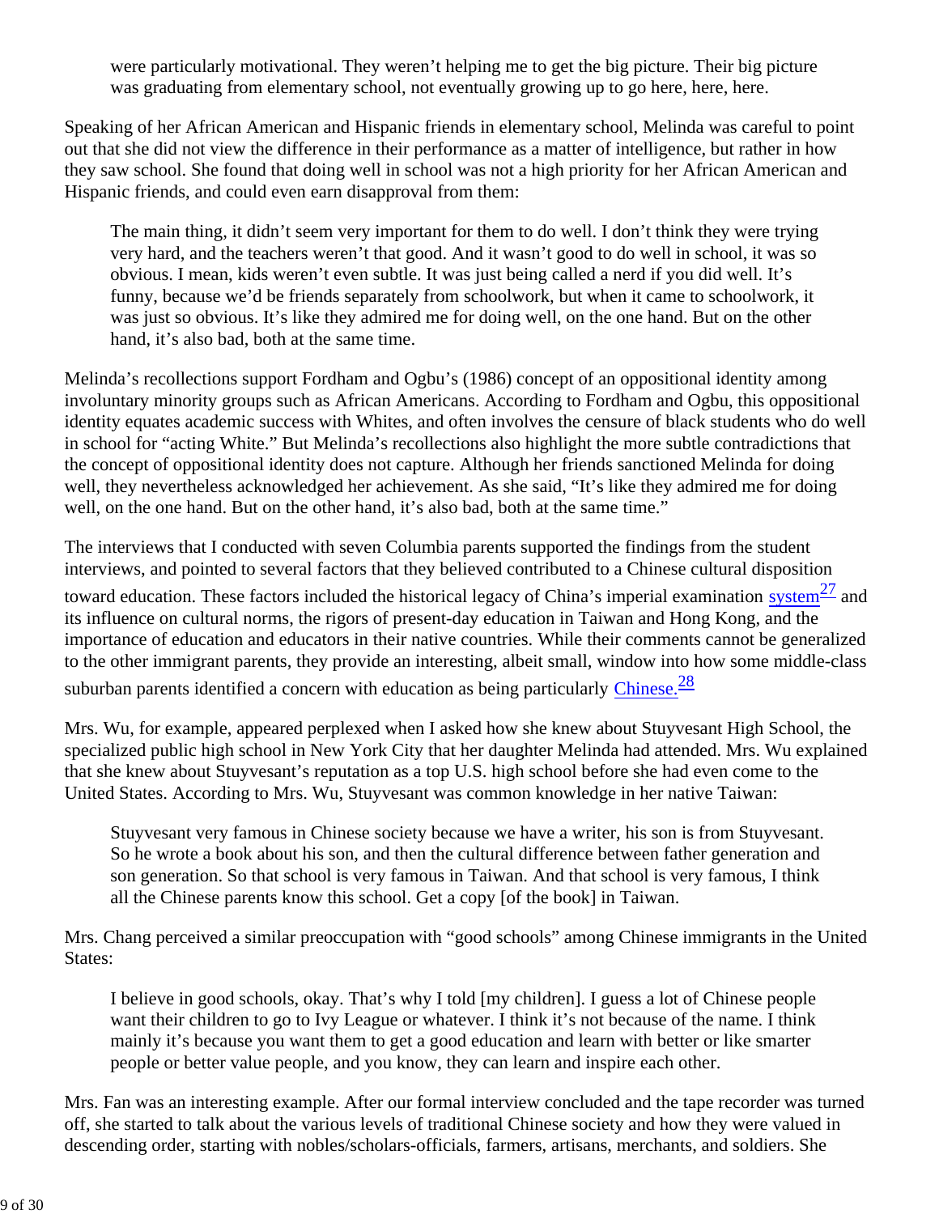> were particularly motivational. They weren't helping me to get the big picture. Their big picture was graduating from elementary school, not eventually growing up to go here, here, here.

Speaking of her African American and Hispanic friends in elementary school, Melinda was careful to point out that she did not view the difference in their performance as a matter of intelligence, but rather in how they saw school. She found that doing well in school was not a high priority for her African American and Hispanic friends, and could even earn disapproval from them:

> The main thing, it didn't seem very important for them to do well. I don't think they were trying very hard, and the teachers weren't that good. And it wasn't good to do well in school, it was so obvious. I mean, kids weren't even subtle. It was just being called a nerd if you did well. It's funny, because we'd be friends separately from schoolwork, but when it came to schoolwork, it was just so obvious. It's like they admired me for doing well, on the one hand. But on the other hand, it's also bad, both at the same time.

Melinda's recollections support Fordham and Ogbu's (1986) concept of an oppositional identity among involuntary minority groups such as African Americans. According to Fordham and Ogbu, this oppositional identity equates academic success with Whites, and often involves the censure of black students who do well in school for "acting White." But Melinda's recollections also highlight the more subtle contradictions that the concept of oppositional identity does not capture. Although her friends sanctioned Melinda for doing well, they nevertheless acknowledged her achievement. As she said, "It's like they admired me for doing well, on the one hand. But on the other hand, it's also bad, both at the same time."

The interviews that I conducted with seven Columbia parents supported the findings from the student interviews, and pointed to several factors that they believed contributed to a Chinese cultural disposition toward education. These factors included the historical legacy of China's imperial examination system[27] and its influence on cultural norms, the rigors of present-day education in Taiwan and Hong Kong, and the importance of education and educators in their native countries. While their comments cannot be generalized to the other immigrant parents, they provide an interesting, albeit small, window into how some middle-class suburban parents identified a concern with education as being particularly Chinese.[28]

Mrs. Wu, for example, appeared perplexed when I asked how she knew about Stuyvesant High School, the specialized public high school in New York City that her daughter Melinda had attended. Mrs. Wu explained that she knew about Stuyvesant's reputation as a top U.S. high school before she had even come to the United States. According to Mrs. Wu, Stuyvesant was common knowledge in her native Taiwan:

> Stuyvesant very famous in Chinese society because we have a writer, his son is from Stuyvesant. So he wrote a book about his son, and then the cultural difference between father generation and son generation. So that school is very famous in Taiwan. And that school is very famous, I think all the Chinese parents know this school. Get a copy [of the book] in Taiwan.

Mrs. Chang perceived a similar preoccupation with "good schools" among Chinese immigrants in the United States:

> I believe in good schools, okay. That's why I told [my children]. I guess a lot of Chinese people want their children to go to Ivy League or whatever. I think it's not because of the name. I think mainly it's because you want them to get a good education and learn with better or like smarter people or better value people, and you know, they can learn and inspire each other.

Mrs. Fan was an interesting example. After our formal interview concluded and the tape recorder was turned off, she started to talk about the various levels of traditional Chinese society and how they were valued in descending order, starting with nobles/scholars-officials, farmers, artisans, merchants, and soldiers. She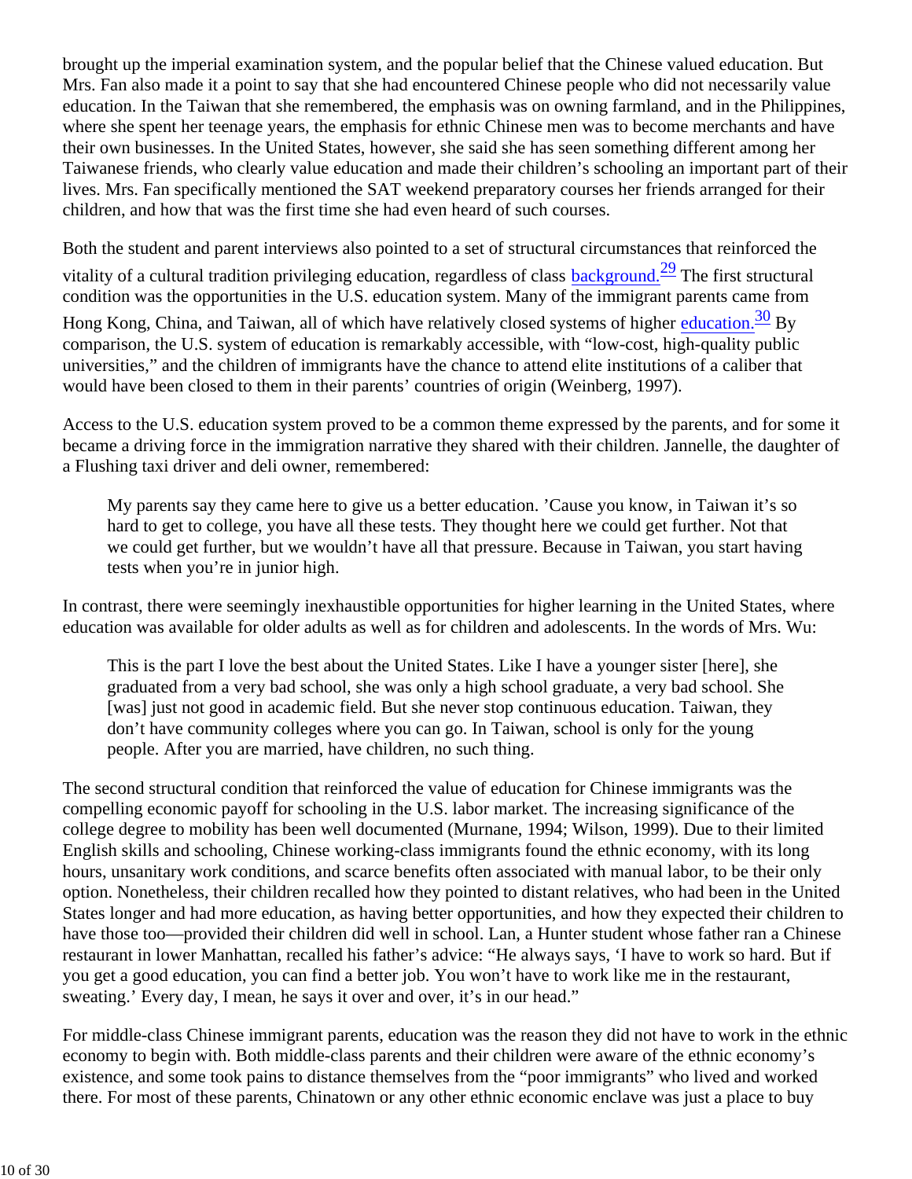brought up the imperial examination system, and the popular belief that the Chinese valued education. But Mrs. Fan also made it a point to say that she had encountered Chinese people who did not necessarily value education. In the Taiwan that she remembered, the emphasis was on owning farmland, and in the Philippines, where she spent her teenage years, the emphasis for ethnic Chinese men was to become merchants and have their own businesses. In the United States, however, she said she has seen something different among her Taiwanese friends, who clearly value education and made their children's schooling an important part of their lives. Mrs. Fan specifically mentioned the SAT weekend preparatory courses her friends arranged for their children, and how that was the first time she had even heard of such courses.

Both the student and parent interviews also pointed to a set of structural circumstances that reinforced the vitality of a cultural tradition privileging education, regardless of class background.[29] The first structural condition was the opportunities in the U.S. education system. Many of the immigrant parents came from Hong Kong, China, and Taiwan, all of which have relatively closed systems of higher education.[30] By comparison, the U.S. system of education is remarkably accessible, with "low-cost, high-quality public universities," and the children of immigrants have the chance to attend elite institutions of a caliber that would have been closed to them in their parents' countries of origin (Weinberg, 1997).

Access to the U.S. education system proved to be a common theme expressed by the parents, and for some it became a driving force in the immigration narrative they shared with their children. Jannelle, the daughter of a Flushing taxi driver and deli owner, remembered:

> My parents say they came here to give us a better education. 'Cause you know, in Taiwan it's so hard to get to college, you have all these tests. They thought here we could get further. Not that we could get further, but we wouldn't have all that pressure. Because in Taiwan, you start having tests when you're in junior high.

In contrast, there were seemingly inexhaustible opportunities for higher learning in the United States, where education was available for older adults as well as for children and adolescents. In the words of Mrs. Wu:

> This is the part I love the best about the United States. Like I have a younger sister [here], she graduated from a very bad school, she was only a high school graduate, a very bad school. She [was] just not good in academic field. But she never stop continuous education. Taiwan, they don't have community colleges where you can go. In Taiwan, school is only for the young people. After you are married, have children, no such thing.

The second structural condition that reinforced the value of education for Chinese immigrants was the compelling economic payoff for schooling in the U.S. labor market. The increasing significance of the college degree to mobility has been well documented (Murnane, 1994; Wilson, 1999). Due to their limited English skills and schooling, Chinese working-class immigrants found the ethnic economy, with its long hours, unsanitary work conditions, and scarce benefits often associated with manual labor, to be their only option. Nonetheless, their children recalled how they pointed to distant relatives, who had been in the United States longer and had more education, as having better opportunities, and how they expected their children to have those too—provided their children did well in school. Lan, a Hunter student whose father ran a Chinese restaurant in lower Manhattan, recalled his father's advice: "He always says, 'I have to work so hard. But if you get a good education, you can find a better job. You won't have to work like me in the restaurant, sweating.' Every day, I mean, he says it over and over, it's in our head."

For middle-class Chinese immigrant parents, education was the reason they did not have to work in the ethnic economy to begin with. Both middle-class parents and their children were aware of the ethnic economy's existence, and some took pains to distance themselves from the "poor immigrants" who lived and worked there. For most of these parents, Chinatown or any other ethnic economic enclave was just a place to buy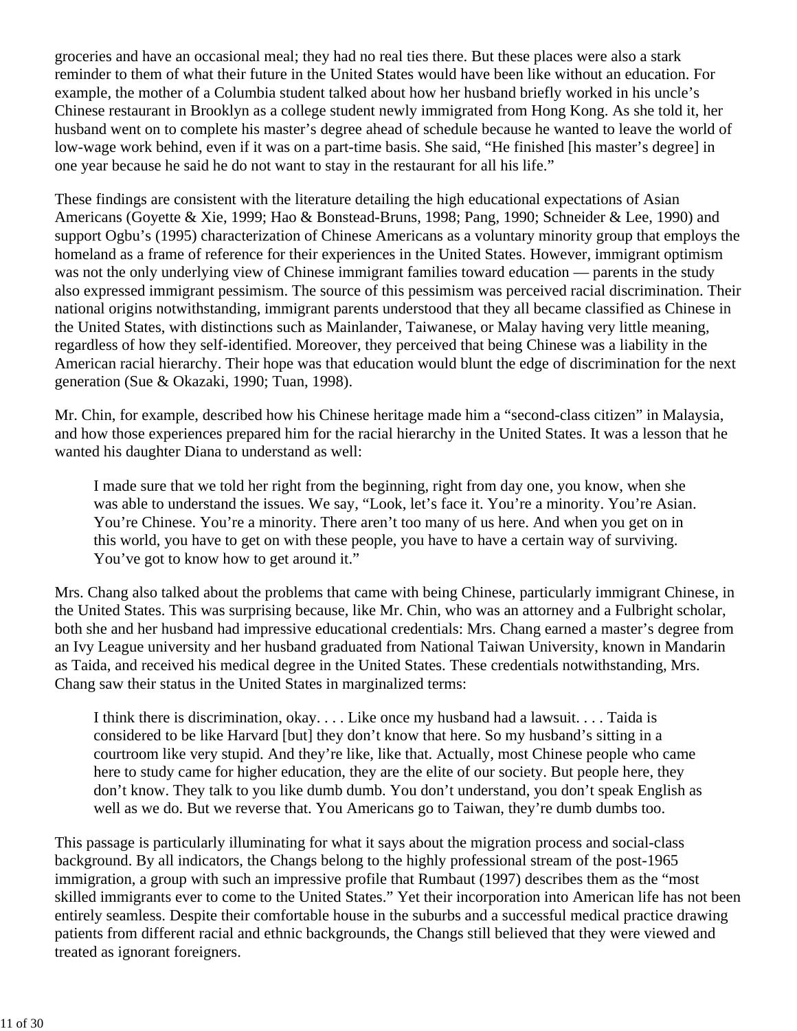groceries and have an occasional meal; they had no real ties there. But these places were also a stark reminder to them of what their future in the United States would have been like without an education. For example, the mother of a Columbia student talked about how her husband briefly worked in his uncle's Chinese restaurant in Brooklyn as a college student newly immigrated from Hong Kong. As she told it, her husband went on to complete his master's degree ahead of schedule because he wanted to leave the world of low-wage work behind, even if it was on a part-time basis. She said, "He finished [his master's degree] in one year because he said he do not want to stay in the restaurant for all his life."

These findings are consistent with the literature detailing the high educational expectations of Asian Americans (Goyette & Xie, 1999; Hao & Bonstead-Bruns, 1998; Pang, 1990; Schneider & Lee, 1990) and support Ogbu's (1995) characterization of Chinese Americans as a voluntary minority group that employs the homeland as a frame of reference for their experiences in the United States. However, immigrant optimism was not the only underlying view of Chinese immigrant families toward education — parents in the study also expressed immigrant pessimism. The source of this pessimism was perceived racial discrimination. Their national origins notwithstanding, immigrant parents understood that they all became classified as Chinese in the United States, with distinctions such as Mainlander, Taiwanese, or Malay having very little meaning, regardless of how they self-identified. Moreover, they perceived that being Chinese was a liability in the American racial hierarchy. Their hope was that education would blunt the edge of discrimination for the next generation (Sue & Okazaki, 1990; Tuan, 1998).

Mr. Chin, for example, described how his Chinese heritage made him a "second-class citizen" in Malaysia, and how those experiences prepared him for the racial hierarchy in the United States. It was a lesson that he wanted his daughter Diana to understand as well:

> I made sure that we told her right from the beginning, right from day one, you know, when she was able to understand the issues. We say, "Look, let's face it. You're a minority. You're Asian. You're Chinese. You're a minority. There aren't too many of us here. And when you get on in this world, you have to get on with these people, you have to have a certain way of surviving. You've got to know how to get around it."

Mrs. Chang also talked about the problems that came with being Chinese, particularly immigrant Chinese, in the United States. This was surprising because, like Mr. Chin, who was an attorney and a Fulbright scholar, both she and her husband had impressive educational credentials: Mrs. Chang earned a master's degree from an Ivy League university and her husband graduated from National Taiwan University, known in Mandarin as Taida, and received his medical degree in the United States. These credentials notwithstanding, Mrs. Chang saw their status in the United States in marginalized terms:

> I think there is discrimination, okay. . . . Like once my husband had a lawsuit. . . . Taida is considered to be like Harvard [but] they don't know that here. So my husband's sitting in a courtroom like very stupid. And they're like, like that. Actually, most Chinese people who came here to study came for higher education, they are the elite of our society. But people here, they don't know. They talk to you like dumb dumb. You don't understand, you don't speak English as well as we do. But we reverse that. You Americans go to Taiwan, they're dumb dumbs too.

This passage is particularly illuminating for what it says about the migration process and social-class background. By all indicators, the Changs belong to the highly professional stream of the post-1965 immigration, a group with such an impressive profile that Rumbaut (1997) describes them as the "most skilled immigrants ever to come to the United States." Yet their incorporation into American life has not been entirely seamless. Despite their comfortable house in the suburbs and a successful medical practice drawing patients from different racial and ethnic backgrounds, the Changs still believed that they were viewed and treated as ignorant foreigners.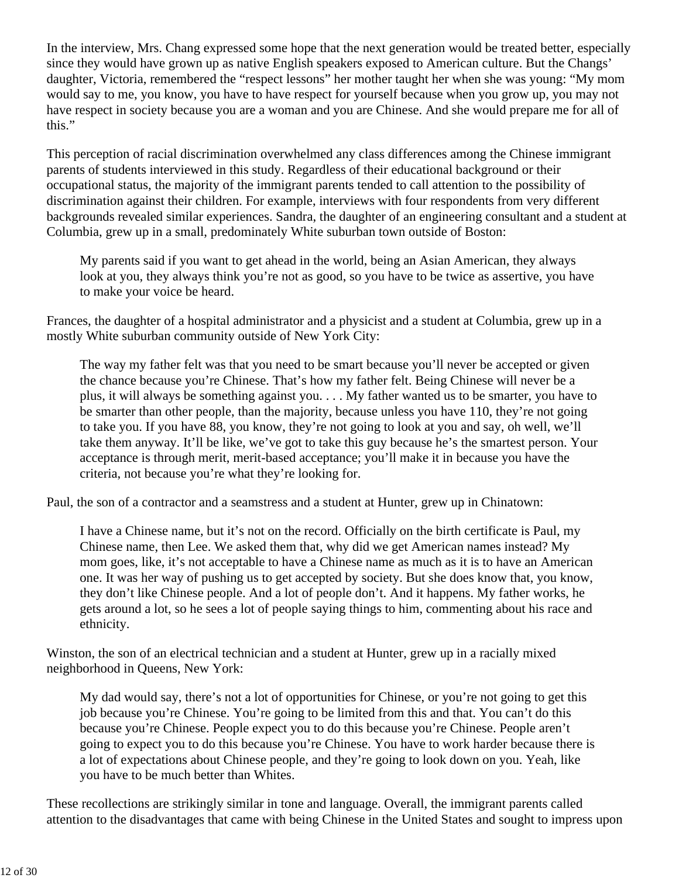In the interview, Mrs. Chang expressed some hope that the next generation would be treated better, especially since they would have grown up as native English speakers exposed to American culture. But the Changs' daughter, Victoria, remembered the "respect lessons" her mother taught her when she was young: "My mom would say to me, you know, you have to have respect for yourself because when you grow up, you may not have respect in society because you are a woman and you are Chinese. And she would prepare me for all of this."

This perception of racial discrimination overwhelmed any class differences among the Chinese immigrant parents of students interviewed in this study. Regardless of their educational background or their occupational status, the majority of the immigrant parents tended to call attention to the possibility of discrimination against their children. For example, interviews with four respondents from very different backgrounds revealed similar experiences. Sandra, the daughter of an engineering consultant and a student at Columbia, grew up in a small, predominately White suburban town outside of Boston:

> My parents said if you want to get ahead in the world, being an Asian American, they always look at you, they always think you're not as good, so you have to be twice as assertive, you have to make your voice be heard.

Frances, the daughter of a hospital administrator and a physicist and a student at Columbia, grew up in a mostly White suburban community outside of New York City:

> The way my father felt was that you need to be smart because you'll never be accepted or given the chance because you're Chinese. That's how my father felt. Being Chinese will never be a plus, it will always be something against you. . . . My father wanted us to be smarter, you have to be smarter than other people, than the majority, because unless you have 110, they're not going to take you. If you have 88, you know, they're not going to look at you and say, oh well, we'll take them anyway. It'll be like, we've got to take this guy because he's the smartest person. Your acceptance is through merit, merit-based acceptance; you'll make it in because you have the criteria, not because you're what they're looking for.

Paul, the son of a contractor and a seamstress and a student at Hunter, grew up in Chinatown:

> I have a Chinese name, but it's not on the record. Officially on the birth certificate is Paul, my Chinese name, then Lee. We asked them that, why did we get American names instead? My mom goes, like, it's not acceptable to have a Chinese name as much as it is to have an American one. It was her way of pushing us to get accepted by society. But she does know that, you know, they don't like Chinese people. And a lot of people don't. And it happens. My father works, he gets around a lot, so he sees a lot of people saying things to him, commenting about his race and ethnicity.

Winston, the son of an electrical technician and a student at Hunter, grew up in a racially mixed neighborhood in Queens, New York:

> My dad would say, there's not a lot of opportunities for Chinese, or you're not going to get this job because you're Chinese. You're going to be limited from this and that. You can't do this because you're Chinese. People expect you to do this because you're Chinese. People aren't going to expect you to do this because you're Chinese. You have to work harder because there is a lot of expectations about Chinese people, and they're going to look down on you. Yeah, like you have to be much better than Whites.

These recollections are strikingly similar in tone and language. Overall, the immigrant parents called attention to the disadvantages that came with being Chinese in the United States and sought to impress upon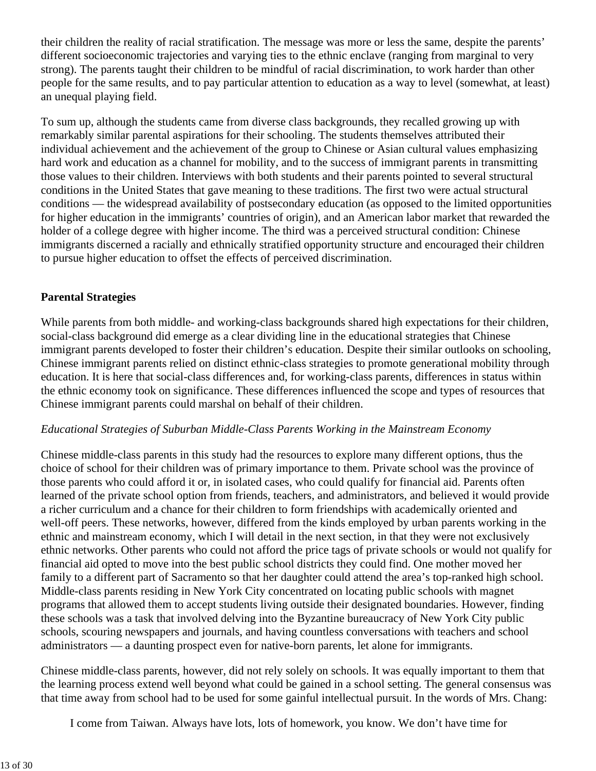their children the reality of racial stratification. The message was more or less the same, despite the parents' different socioeconomic trajectories and varying ties to the ethnic enclave (ranging from marginal to very strong). The parents taught their children to be mindful of racial discrimination, to work harder than other people for the same results, and to pay particular attention to education as a way to level (somewhat, at least) an unequal playing field.

To sum up, although the students came from diverse class backgrounds, they recalled growing up with remarkably similar parental aspirations for their schooling. The students themselves attributed their individual achievement and the achievement of the group to Chinese or Asian cultural values emphasizing hard work and education as a channel for mobility, and to the success of immigrant parents in transmitting those values to their children. Interviews with both students and their parents pointed to several structural conditions in the United States that gave meaning to these traditions. The first two were actual structural conditions — the widespread availability of postsecondary education (as opposed to the limited opportunities for higher education in the immigrants' countries of origin), and an American labor market that rewarded the holder of a college degree with higher income. The third was a perceived structural condition: Chinese immigrants discerned a racially and ethnically stratified opportunity structure and encouraged their children to pursue higher education to offset the effects of perceived discrimination.

**Parental Strategies**

While parents from both middle- and working-class backgrounds shared high expectations for their children, social-class background did emerge as a clear dividing line in the educational strategies that Chinese immigrant parents developed to foster their children's education. Despite their similar outlooks on schooling, Chinese immigrant parents relied on distinct ethnic-class strategies to promote generational mobility through education. It is here that social-class differences and, for working-class parents, differences in status within the ethnic economy took on significance. These differences influenced the scope and types of resources that Chinese immigrant parents could marshal on behalf of their children.

*Educational Strategies of Suburban Middle-Class Parents Working in the Mainstream Economy*

Chinese middle-class parents in this study had the resources to explore many different options, thus the choice of school for their children was of primary importance to them. Private school was the province of those parents who could afford it or, in isolated cases, who could qualify for financial aid. Parents often learned of the private school option from friends, teachers, and administrators, and believed it would provide a richer curriculum and a chance for their children to form friendships with academically oriented and well-off peers. These networks, however, differed from the kinds employed by urban parents working in the ethnic and mainstream economy, which I will detail in the next section, in that they were not exclusively ethnic networks. Other parents who could not afford the price tags of private schools or would not qualify for financial aid opted to move into the best public school districts they could find. One mother moved her family to a different part of Sacramento so that her daughter could attend the area's top-ranked high school. Middle-class parents residing in New York City concentrated on locating public schools with magnet programs that allowed them to accept students living outside their designated boundaries. However, finding these schools was a task that involved delving into the Byzantine bureaucracy of New York City public schools, scouring newspapers and journals, and having countless conversations with teachers and school administrators — a daunting prospect even for native-born parents, let alone for immigrants.

Chinese middle-class parents, however, did not rely solely on schools. It was equally important to them that the learning process extend well beyond what could be gained in a school setting. The general consensus was that time away from school had to be used for some gainful intellectual pursuit. In the words of Mrs. Chang:

> I come from Taiwan. Always have lots, lots of homework, you know. We don't have time for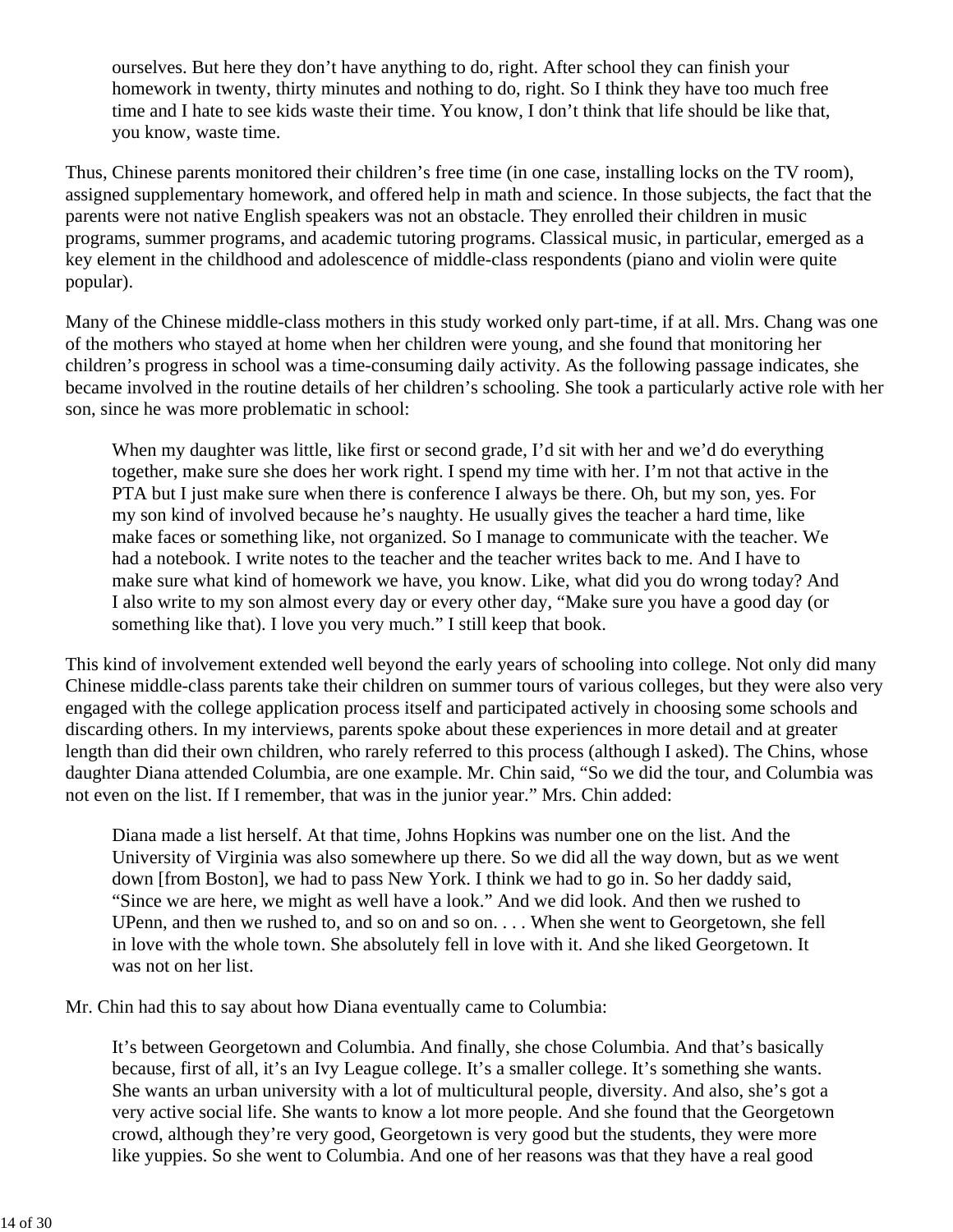> ourselves. But here they don't have anything to do, right. After school they can finish your homework in twenty, thirty minutes and nothing to do, right. So I think they have too much free time and I hate to see kids waste their time. You know, I don't think that life should be like that, you know, waste time.

Thus, Chinese parents monitored their children's free time (in one case, installing locks on the TV room), assigned supplementary homework, and offered help in math and science. In those subjects, the fact that the parents were not native English speakers was not an obstacle. They enrolled their children in music programs, summer programs, and academic tutoring programs. Classical music, in particular, emerged as a key element in the childhood and adolescence of middle-class respondents (piano and violin were quite popular).

Many of the Chinese middle-class mothers in this study worked only part-time, if at all. Mrs. Chang was one of the mothers who stayed at home when her children were young, and she found that monitoring her children's progress in school was a time-consuming daily activity. As the following passage indicates, she became involved in the routine details of her children's schooling. She took a particularly active role with her son, since he was more problematic in school:

> When my daughter was little, like first or second grade, I'd sit with her and we'd do everything together, make sure she does her work right. I spend my time with her. I'm not that active in the PTA but I just make sure when there is conference I always be there. Oh, but my son, yes. For my son kind of involved because he's naughty. He usually gives the teacher a hard time, like make faces or something like, not organized. So I manage to communicate with the teacher. We had a notebook. I write notes to the teacher and the teacher writes back to me. And I have to make sure what kind of homework we have, you know. Like, what did you do wrong today? And I also write to my son almost every day or every other day, "Make sure you have a good day (or something like that). I love you very much." I still keep that book.

This kind of involvement extended well beyond the early years of schooling into college. Not only did many Chinese middle-class parents take their children on summer tours of various colleges, but they were also very engaged with the college application process itself and participated actively in choosing some schools and discarding others. In my interviews, parents spoke about these experiences in more detail and at greater length than did their own children, who rarely referred to this process (although I asked). The Chins, whose daughter Diana attended Columbia, are one example. Mr. Chin said, "So we did the tour, and Columbia was not even on the list. If I remember, that was in the junior year." Mrs. Chin added:

> Diana made a list herself. At that time, Johns Hopkins was number one on the list. And the University of Virginia was also somewhere up there. So we did all the way down, but as we went down [from Boston], we had to pass New York. I think we had to go in. So her daddy said, "Since we are here, we might as well have a look." And we did look. And then we rushed to UPenn, and then we rushed to, and so on and so on. . . . When she went to Georgetown, she fell in love with the whole town. She absolutely fell in love with it. And she liked Georgetown. It was not on her list.

Mr. Chin had this to say about how Diana eventually came to Columbia:

> It's between Georgetown and Columbia. And finally, she chose Columbia. And that's basically because, first of all, it's an Ivy League college. It's a smaller college. It's something she wants. She wants an urban university with a lot of multicultural people, diversity. And also, she's got a very active social life. She wants to know a lot more people. And she found that the Georgetown crowd, although they're very good, Georgetown is very good but the students, they were more like yuppies. So she went to Columbia. And one of her reasons was that they have a real good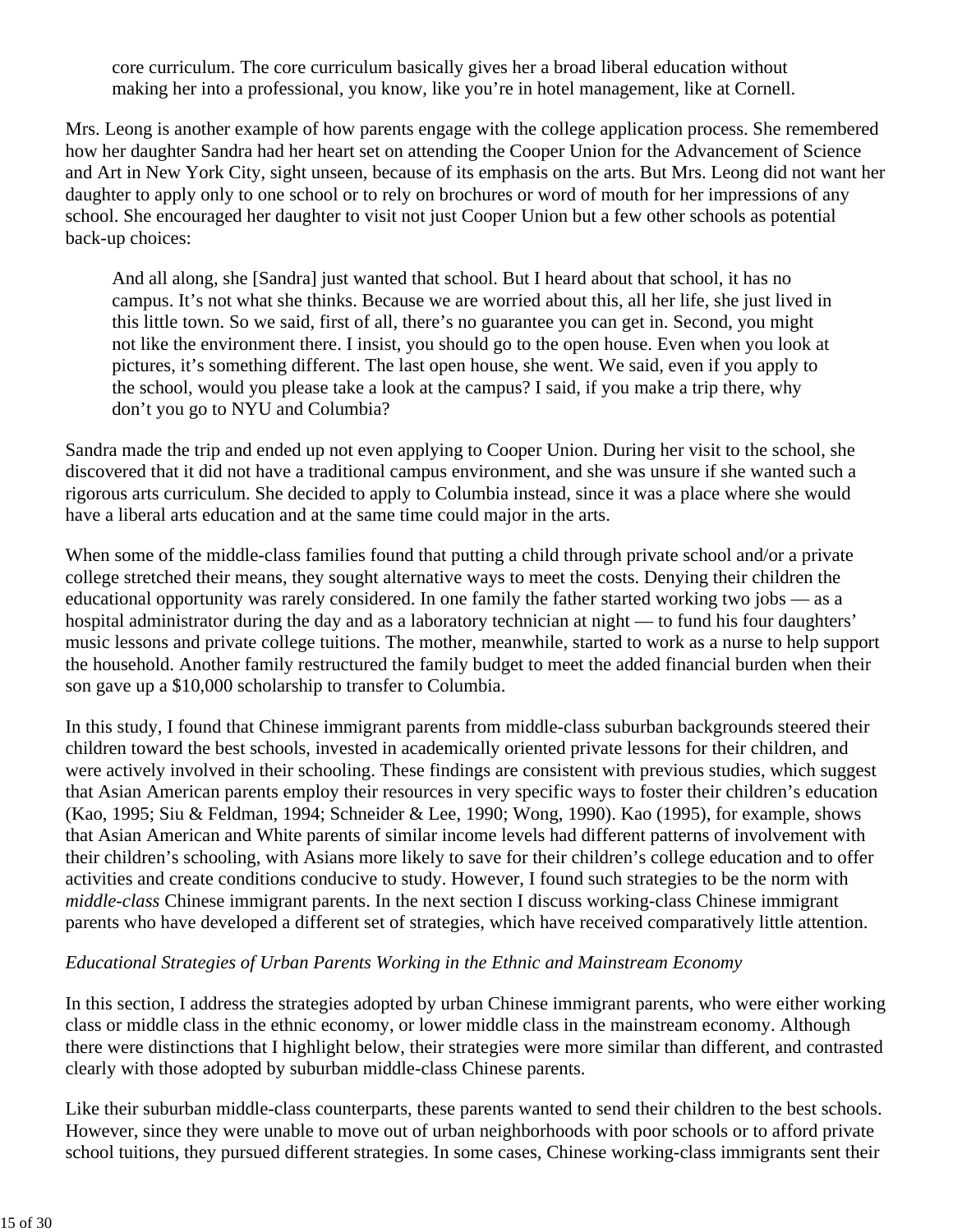core curriculum. The core curriculum basically gives her a broad liberal education without making her into a professional, you know, like you're in hotel management, like at Cornell.

Mrs. Leong is another example of how parents engage with the college application process. She remembered how her daughter Sandra had her heart set on attending the Cooper Union for the Advancement of Science and Art in New York City, sight unseen, because of its emphasis on the arts. But Mrs. Leong did not want her daughter to apply only to one school or to rely on brochures or word of mouth for her impressions of any school. She encouraged her daughter to visit not just Cooper Union but a few other schools as potential back-up choices:

> And all along, she [Sandra] just wanted that school. But I heard about that school, it has no campus. It's not what she thinks. Because we are worried about this, all her life, she just lived in this little town. So we said, first of all, there's no guarantee you can get in. Second, you might not like the environment there. I insist, you should go to the open house. Even when you look at pictures, it's something different. The last open house, she went. We said, even if you apply to the school, would you please take a look at the campus? I said, if you make a trip there, why don't you go to NYU and Columbia?

Sandra made the trip and ended up not even applying to Cooper Union. During her visit to the school, she discovered that it did not have a traditional campus environment, and she was unsure if she wanted such a rigorous arts curriculum. She decided to apply to Columbia instead, since it was a place where she would have a liberal arts education and at the same time could major in the arts.

When some of the middle-class families found that putting a child through private school and/or a private college stretched their means, they sought alternative ways to meet the costs. Denying their children the educational opportunity was rarely considered. In one family the father started working two jobs — as a hospital administrator during the day and as a laboratory technician at night — to fund his four daughters' music lessons and private college tuitions. The mother, meanwhile, started to work as a nurse to help support the household. Another family restructured the family budget to meet the added financial burden when their son gave up a $10,000 scholarship to transfer to Columbia.

In this study, I found that Chinese immigrant parents from middle-class suburban backgrounds steered their children toward the best schools, invested in academically oriented private lessons for their children, and were actively involved in their schooling. These findings are consistent with previous studies, which suggest that Asian American parents employ their resources in very specific ways to foster their children's education (Kao, 1995; Siu & Feldman, 1994; Schneider & Lee, 1990; Wong, 1990). Kao (1995), for example, shows that Asian American and White parents of similar income levels had different patterns of involvement with their children's schooling, with Asians more likely to save for their children's college education and to offer activities and create conditions conducive to study. However, I found such strategies to be the norm with *middle-class* Chinese immigrant parents. In the next section I discuss working-class Chinese immigrant parents who have developed a different set of strategies, which have received comparatively little attention.

### *Educational Strategies of Urban Parents Working in the Ethnic and Mainstream Economy*

In this section, I address the strategies adopted by urban Chinese immigrant parents, who were either working class or middle class in the ethnic economy, or lower middle class in the mainstream economy. Although there were distinctions that I highlight below, their strategies were more similar than different, and contrasted clearly with those adopted by suburban middle-class Chinese parents.

Like their suburban middle-class counterparts, these parents wanted to send their children to the best schools. However, since they were unable to move out of urban neighborhoods with poor schools or to afford private school tuitions, they pursued different strategies. In some cases, Chinese working-class immigrants sent their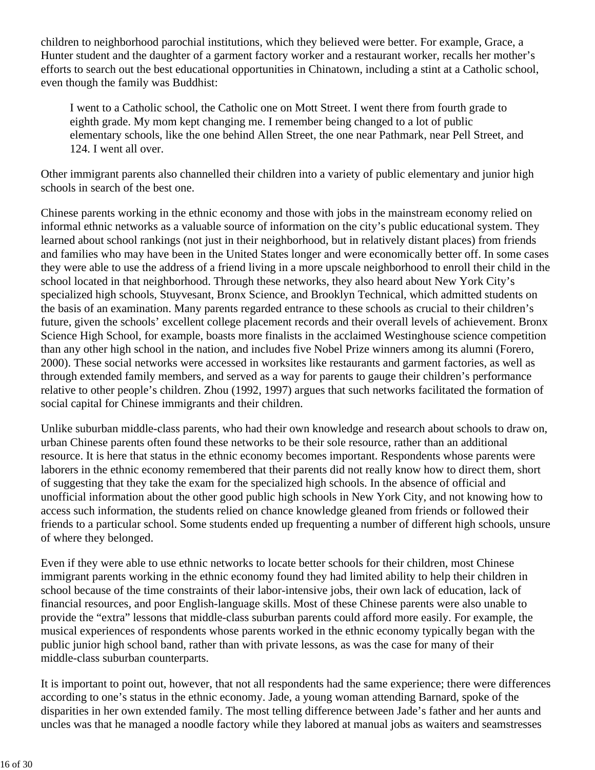children to neighborhood parochial institutions, which they believed were better. For example, Grace, a Hunter student and the daughter of a garment factory worker and a restaurant worker, recalls her mother's efforts to search out the best educational opportunities in Chinatown, including a stint at a Catholic school, even though the family was Buddhist:

> I went to a Catholic school, the Catholic one on Mott Street. I went there from fourth grade to eighth grade. My mom kept changing me. I remember being changed to a lot of public elementary schools, like the one behind Allen Street, the one near Pathmark, near Pell Street, and 124. I went all over.

Other immigrant parents also channelled their children into a variety of public elementary and junior high schools in search of the best one.

Chinese parents working in the ethnic economy and those with jobs in the mainstream economy relied on informal ethnic networks as a valuable source of information on the city's public educational system. They learned about school rankings (not just in their neighborhood, but in relatively distant places) from friends and families who may have been in the United States longer and were economically better off. In some cases they were able to use the address of a friend living in a more upscale neighborhood to enroll their child in the school located in that neighborhood. Through these networks, they also heard about New York City's specialized high schools, Stuyvesant, Bronx Science, and Brooklyn Technical, which admitted students on the basis of an examination. Many parents regarded entrance to these schools as crucial to their children's future, given the schools' excellent college placement records and their overall levels of achievement. Bronx Science High School, for example, boasts more finalists in the acclaimed Westinghouse science competition than any other high school in the nation, and includes five Nobel Prize winners among its alumni (Forero, 2000). These social networks were accessed in worksites like restaurants and garment factories, as well as through extended family members, and served as a way for parents to gauge their children's performance relative to other people's children. Zhou (1992, 1997) argues that such networks facilitated the formation of social capital for Chinese immigrants and their children.

Unlike suburban middle-class parents, who had their own knowledge and research about schools to draw on, urban Chinese parents often found these networks to be their sole resource, rather than an additional resource. It is here that status in the ethnic economy becomes important. Respondents whose parents were laborers in the ethnic economy remembered that their parents did not really know how to direct them, short of suggesting that they take the exam for the specialized high schools. In the absence of official and unofficial information about the other good public high schools in New York City, and not knowing how to access such information, the students relied on chance knowledge gleaned from friends or followed their friends to a particular school. Some students ended up frequenting a number of different high schools, unsure of where they belonged.

Even if they were able to use ethnic networks to locate better schools for their children, most Chinese immigrant parents working in the ethnic economy found they had limited ability to help their children in school because of the time constraints of their labor-intensive jobs, their own lack of education, lack of financial resources, and poor English-language skills. Most of these Chinese parents were also unable to provide the "extra" lessons that middle-class suburban parents could afford more easily. For example, the musical experiences of respondents whose parents worked in the ethnic economy typically began with the public junior high school band, rather than with private lessons, as was the case for many of their middle-class suburban counterparts.

It is important to point out, however, that not all respondents had the same experience; there were differences according to one's status in the ethnic economy. Jade, a young woman attending Barnard, spoke of the disparities in her own extended family. The most telling difference between Jade's father and her aunts and uncles was that he managed a noodle factory while they labored at manual jobs as waiters and seamstresses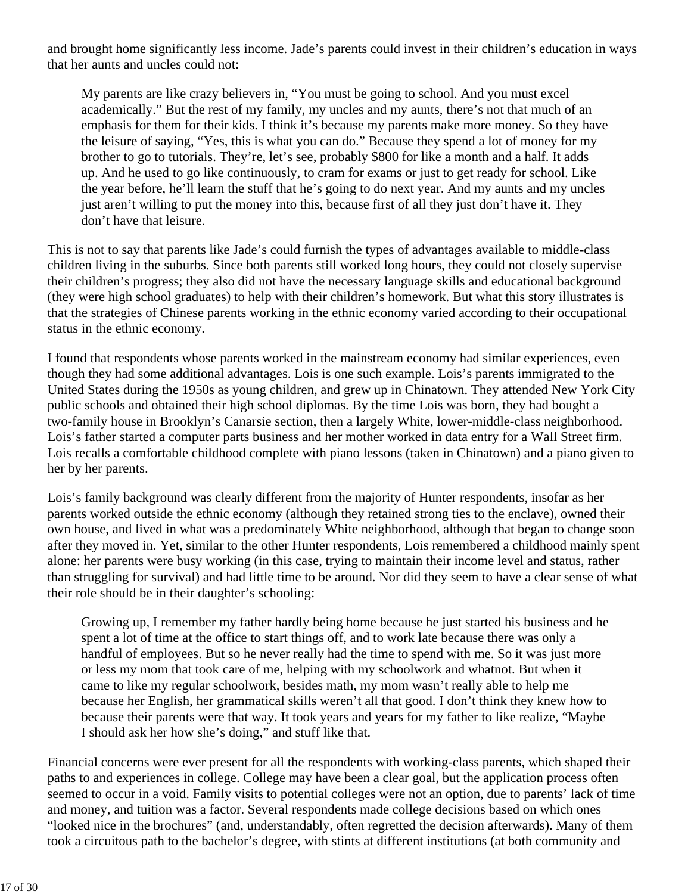and brought home significantly less income. Jade's parents could invest in their children's education in ways that her aunts and uncles could not:

> My parents are like crazy believers in, "You must be going to school. And you must excel academically." But the rest of my family, my uncles and my aunts, there's not that much of an emphasis for them for their kids. I think it's because my parents make more money. So they have the leisure of saying, "Yes, this is what you can do." Because they spend a lot of money for my brother to go to tutorials. They're, let's see, probably $800 for like a month and a half. It adds up. And he used to go like continuously, to cram for exams or just to get ready for school. Like the year before, he'll learn the stuff that he's going to do next year. And my aunts and my uncles just aren't willing to put the money into this, because first of all they just don't have it. They don't have that leisure.

This is not to say that parents like Jade's could furnish the types of advantages available to middle-class children living in the suburbs. Since both parents still worked long hours, they could not closely supervise their children's progress; they also did not have the necessary language skills and educational background (they were high school graduates) to help with their children's homework. But what this story illustrates is that the strategies of Chinese parents working in the ethnic economy varied according to their occupational status in the ethnic economy.

I found that respondents whose parents worked in the mainstream economy had similar experiences, even though they had some additional advantages. Lois is one such example. Lois's parents immigrated to the United States during the 1950s as young children, and grew up in Chinatown. They attended New York City public schools and obtained their high school diplomas. By the time Lois was born, they had bought a two-family house in Brooklyn's Canarsie section, then a largely White, lower-middle-class neighborhood. Lois's father started a computer parts business and her mother worked in data entry for a Wall Street firm. Lois recalls a comfortable childhood complete with piano lessons (taken in Chinatown) and a piano given to her by her parents.

Lois's family background was clearly different from the majority of Hunter respondents, insofar as her parents worked outside the ethnic economy (although they retained strong ties to the enclave), owned their own house, and lived in what was a predominately White neighborhood, although that began to change soon after they moved in. Yet, similar to the other Hunter respondents, Lois remembered a childhood mainly spent alone: her parents were busy working (in this case, trying to maintain their income level and status, rather than struggling for survival) and had little time to be around. Nor did they seem to have a clear sense of what their role should be in their daughter's schooling:

> Growing up, I remember my father hardly being home because he just started his business and he spent a lot of time at the office to start things off, and to work late because there was only a handful of employees. But so he never really had the time to spend with me. So it was just more or less my mom that took care of me, helping with my schoolwork and whatnot. But when it came to like my regular schoolwork, besides math, my mom wasn't really able to help me because her English, her grammatical skills weren't all that good. I don't think they knew how to because their parents were that way. It took years and years for my father to like realize, "Maybe I should ask her how she's doing," and stuff like that.

Financial concerns were ever present for all the respondents with working-class parents, which shaped their paths to and experiences in college. College may have been a clear goal, but the application process often seemed to occur in a void. Family visits to potential colleges were not an option, due to parents' lack of time and money, and tuition was a factor. Several respondents made college decisions based on which ones "looked nice in the brochures" (and, understandably, often regretted the decision afterwards). Many of them took a circuitous path to the bachelor's degree, with stints at different institutions (at both community and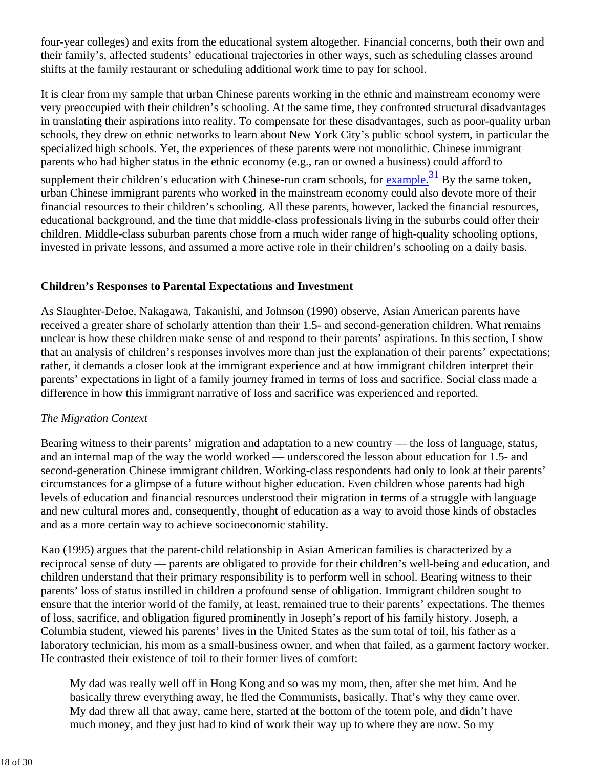four-year colleges) and exits from the educational system altogether. Financial concerns, both their own and their family's, affected students' educational trajectories in other ways, such as scheduling classes around shifts at the family restaurant or scheduling additional work time to pay for school.

It is clear from my sample that urban Chinese parents working in the ethnic and mainstream economy were very preoccupied with their children's schooling. At the same time, they confronted structural disadvantages in translating their aspirations into reality. To compensate for these disadvantages, such as poor-quality urban schools, they drew on ethnic networks to learn about New York City's public school system, in particular the specialized high schools. Yet, the experiences of these parents were not monolithic. Chinese immigrant parents who had higher status in the ethnic economy (e.g., ran or owned a business) could afford to supplement their children's education with Chinese-run cram schools, for example.[31] By the same token, urban Chinese immigrant parents who worked in the mainstream economy could also devote more of their financial resources to their children's schooling. All these parents, however, lacked the financial resources, educational background, and the time that middle-class professionals living in the suburbs could offer their children. Middle-class suburban parents chose from a much wider range of high-quality schooling options, invested in private lessons, and assumed a more active role in their children's schooling on a daily basis.

### Children's Responses to Parental Expectations and Investment

As Slaughter-Defoe, Nakagawa, Takanishi, and Johnson (1990) observe, Asian American parents have received a greater share of scholarly attention than their 1.5- and second-generation children. What remains unclear is how these children make sense of and respond to their parents' aspirations. In this section, I show that an analysis of children's responses involves more than just the explanation of their parents' expectations; rather, it demands a closer look at the immigrant experience and at how immigrant children interpret their parents' expectations in light of a family journey framed in terms of loss and sacrifice. Social class made a difference in how this immigrant narrative of loss and sacrifice was experienced and reported.

#### *The Migration Context*

Bearing witness to their parents' migration and adaptation to a new country — the loss of language, status, and an internal map of the way the world worked — underscored the lesson about education for 1.5- and second-generation Chinese immigrant children. Working-class respondents had only to look at their parents' circumstances for a glimpse of a future without higher education. Even children whose parents had high levels of education and financial resources understood their migration in terms of a struggle with language and new cultural mores and, consequently, thought of education as a way to avoid those kinds of obstacles and as a more certain way to achieve socioeconomic stability.

Kao (1995) argues that the parent-child relationship in Asian American families is characterized by a reciprocal sense of duty — parents are obligated to provide for their children's well-being and education, and children understand that their primary responsibility is to perform well in school. Bearing witness to their parents' loss of status instilled in children a profound sense of obligation. Immigrant children sought to ensure that the interior world of the family, at least, remained true to their parents' expectations. The themes of loss, sacrifice, and obligation figured prominently in Joseph's report of his family history. Joseph, a Columbia student, viewed his parents' lives in the United States as the sum total of toil, his father as a laboratory technician, his mom as a small-business owner, and when that failed, as a garment factory worker. He contrasted their existence of toil to their former lives of comfort:

> My dad was really well off in Hong Kong and so was my mom, then, after she met him. And he basically threw everything away, he fled the Communists, basically. That's why they came over. My dad threw all that away, came here, started at the bottom of the totem pole, and didn't have much money, and they just had to kind of work their way up to where they are now. So my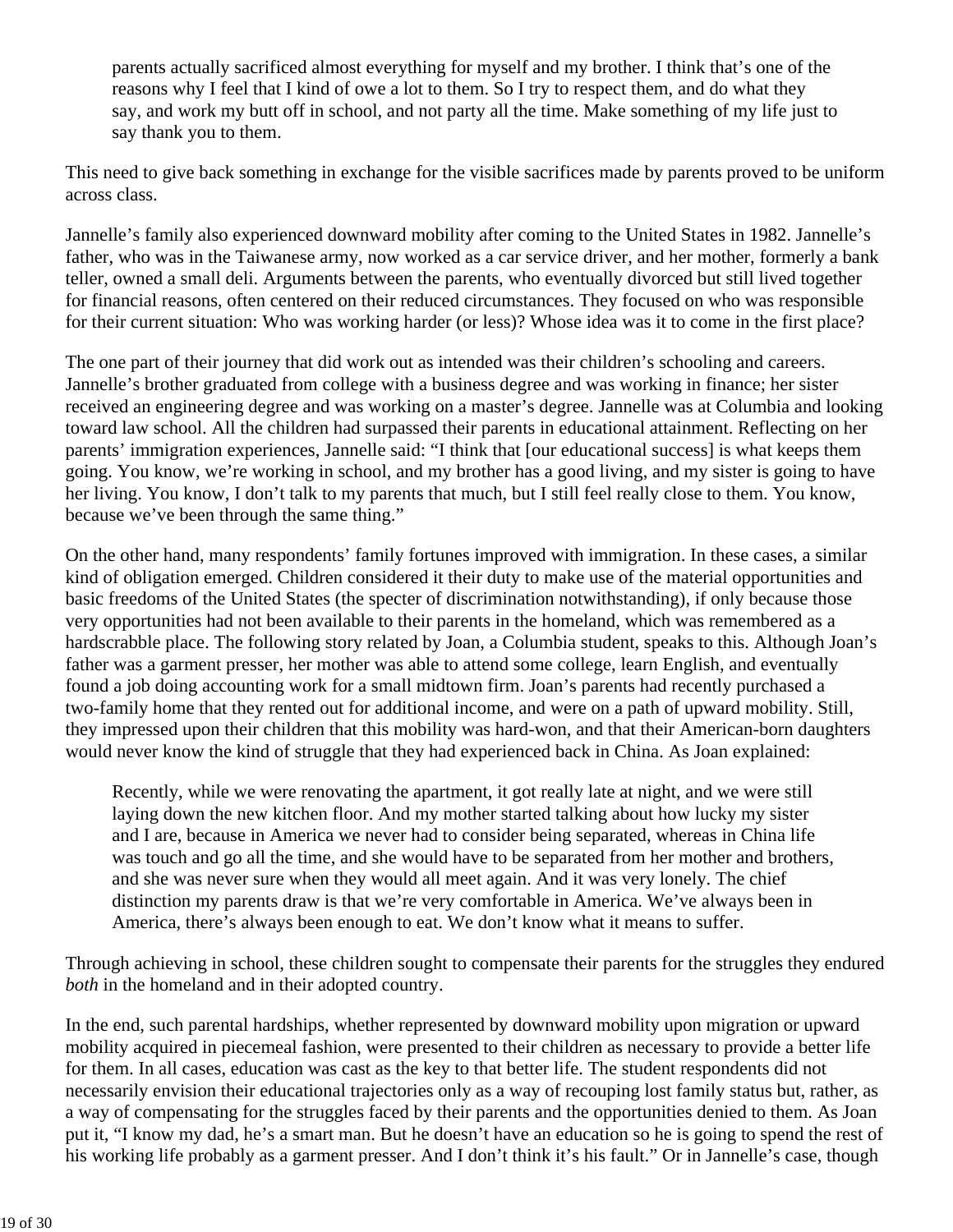> parents actually sacrificed almost everything for myself and my brother. I think that's one of the reasons why I feel that I kind of owe a lot to them. So I try to respect them, and do what they say, and work my butt off in school, and not party all the time. Make something of my life just to say thank you to them.

This need to give back something in exchange for the visible sacrifices made by parents proved to be uniform across class.

Jannelle's family also experienced downward mobility after coming to the United States in 1982. Jannelle's father, who was in the Taiwanese army, now worked as a car service driver, and her mother, formerly a bank teller, owned a small deli. Arguments between the parents, who eventually divorced but still lived together for financial reasons, often centered on their reduced circumstances. They focused on who was responsible for their current situation: Who was working harder (or less)? Whose idea was it to come in the first place?

The one part of their journey that did work out as intended was their children's schooling and careers. Jannelle's brother graduated from college with a business degree and was working in finance; her sister received an engineering degree and was working on a master's degree. Jannelle was at Columbia and looking toward law school. All the children had surpassed their parents in educational attainment. Reflecting on her parents' immigration experiences, Jannelle said: "I think that [our educational success] is what keeps them going. You know, we're working in school, and my brother has a good living, and my sister is going to have her living. You know, I don't talk to my parents that much, but I still feel really close to them. You know, because we've been through the same thing."

On the other hand, many respondents' family fortunes improved with immigration. In these cases, a similar kind of obligation emerged. Children considered it their duty to make use of the material opportunities and basic freedoms of the United States (the specter of discrimination notwithstanding), if only because those very opportunities had not been available to their parents in the homeland, which was remembered as a hardscrabble place. The following story related by Joan, a Columbia student, speaks to this. Although Joan's father was a garment presser, her mother was able to attend some college, learn English, and eventually found a job doing accounting work for a small midtown firm. Joan's parents had recently purchased a two-family home that they rented out for additional income, and were on a path of upward mobility. Still, they impressed upon their children that this mobility was hard-won, and that their American-born daughters would never know the kind of struggle that they had experienced back in China. As Joan explained:

> Recently, while we were renovating the apartment, it got really late at night, and we were still laying down the new kitchen floor. And my mother started talking about how lucky my sister and I are, because in America we never had to consider being separated, whereas in China life was touch and go all the time, and she would have to be separated from her mother and brothers, and she was never sure when they would all meet again. And it was very lonely. The chief distinction my parents draw is that we're very comfortable in America. We've always been in America, there's always been enough to eat. We don't know what it means to suffer.

Through achieving in school, these children sought to compensate their parents for the struggles they endured *both* in the homeland and in their adopted country.

In the end, such parental hardships, whether represented by downward mobility upon migration or upward mobility acquired in piecemeal fashion, were presented to their children as necessary to provide a better life for them. In all cases, education was cast as the key to that better life. The student respondents did not necessarily envision their educational trajectories only as a way of recouping lost family status but, rather, as a way of compensating for the struggles faced by their parents and the opportunities denied to them. As Joan put it, "I know my dad, he's a smart man. But he doesn't have an education so he is going to spend the rest of his working life probably as a garment presser. And I don't think it's his fault." Or in Jannelle's case, though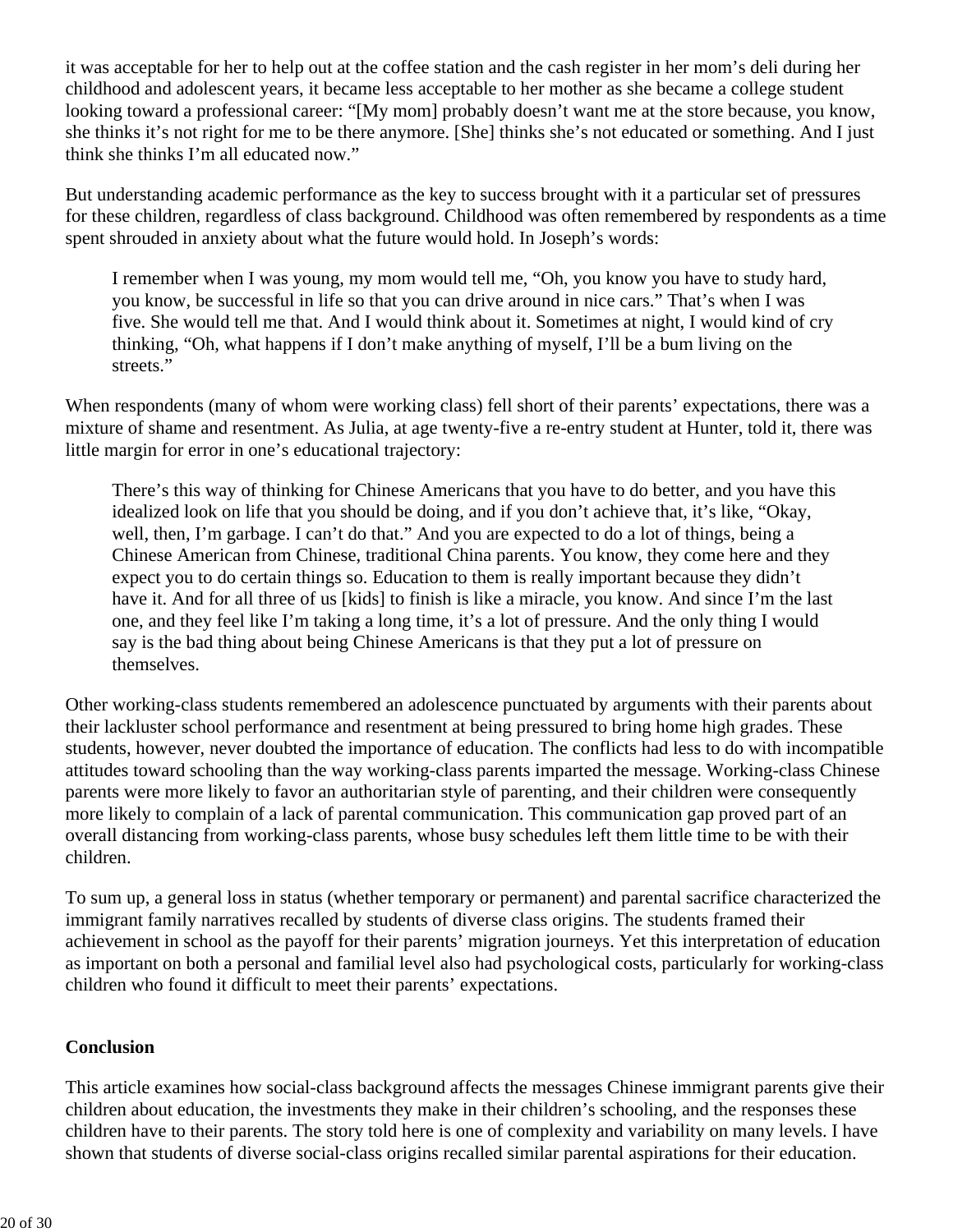it was acceptable for her to help out at the coffee station and the cash register in her mom's deli during her childhood and adolescent years, it became less acceptable to her mother as she became a college student looking toward a professional career: "[My mom] probably doesn't want me at the store because, you know, she thinks it's not right for me to be there anymore. [She] thinks she's not educated or something. And I just think she thinks I'm all educated now."

But understanding academic performance as the key to success brought with it a particular set of pressures for these children, regardless of class background. Childhood was often remembered by respondents as a time spent shrouded in anxiety about what the future would hold. In Joseph's words:

> I remember when I was young, my mom would tell me, "Oh, you know you have to study hard, you know, be successful in life so that you can drive around in nice cars." That's when I was five. She would tell me that. And I would think about it. Sometimes at night, I would kind of cry thinking, "Oh, what happens if I don't make anything of myself, I'll be a bum living on the streets."

When respondents (many of whom were working class) fell short of their parents' expectations, there was a mixture of shame and resentment. As Julia, at age twenty-five a re-entry student at Hunter, told it, there was little margin for error in one's educational trajectory:

> There's this way of thinking for Chinese Americans that you have to do better, and you have this idealized look on life that you should be doing, and if you don't achieve that, it's like, "Okay, well, then, I'm garbage. I can't do that." And you are expected to do a lot of things, being a Chinese American from Chinese, traditional China parents. You know, they come here and they expect you to do certain things so. Education to them is really important because they didn't have it. And for all three of us [kids] to finish is like a miracle, you know. And since I'm the last one, and they feel like I'm taking a long time, it's a lot of pressure. And the only thing I would say is the bad thing about being Chinese Americans is that they put a lot of pressure on themselves.

Other working-class students remembered an adolescence punctuated by arguments with their parents about their lackluster school performance and resentment at being pressured to bring home high grades. These students, however, never doubted the importance of education. The conflicts had less to do with incompatible attitudes toward schooling than the way working-class parents imparted the message. Working-class Chinese parents were more likely to favor an authoritarian style of parenting, and their children were consequently more likely to complain of a lack of parental communication. This communication gap proved part of an overall distancing from working-class parents, whose busy schedules left them little time to be with their children.

To sum up, a general loss in status (whether temporary or permanent) and parental sacrifice characterized the immigrant family narratives recalled by students of diverse class origins. The students framed their achievement in school as the payoff for their parents' migration journeys. Yet this interpretation of education as important on both a personal and familial level also had psychological costs, particularly for working-class children who found it difficult to meet their parents' expectations.

**Conclusion**

This article examines how social-class background affects the messages Chinese immigrant parents give their children about education, the investments they make in their children's schooling, and the responses these children have to their parents. The story told here is one of complexity and variability on many levels. I have shown that students of diverse social-class origins recalled similar parental aspirations for their education.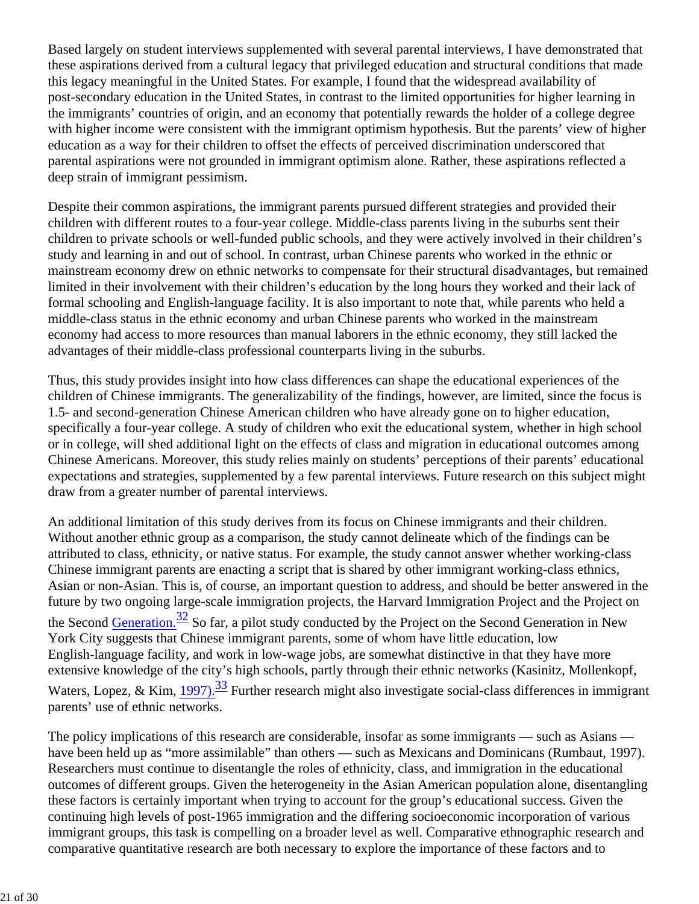Based largely on student interviews supplemented with several parental interviews, I have demonstrated that these aspirations derived from a cultural legacy that privileged education and structural conditions that made this legacy meaningful in the United States. For example, I found that the widespread availability of post-secondary education in the United States, in contrast to the limited opportunities for higher learning in the immigrants' countries of origin, and an economy that potentially rewards the holder of a college degree with higher income were consistent with the immigrant optimism hypothesis. But the parents' view of higher education as a way for their children to offset the effects of perceived discrimination underscored that parental aspirations were not grounded in immigrant optimism alone. Rather, these aspirations reflected a deep strain of immigrant pessimism.

Despite their common aspirations, the immigrant parents pursued different strategies and provided their children with different routes to a four-year college. Middle-class parents living in the suburbs sent their children to private schools or well-funded public schools, and they were actively involved in their children's study and learning in and out of school. In contrast, urban Chinese parents who worked in the ethnic or mainstream economy drew on ethnic networks to compensate for their structural disadvantages, but remained limited in their involvement with their children's education by the long hours they worked and their lack of formal schooling and English-language facility. It is also important to note that, while parents who held a middle-class status in the ethnic economy and urban Chinese parents who worked in the mainstream economy had access to more resources than manual laborers in the ethnic economy, they still lacked the advantages of their middle-class professional counterparts living in the suburbs.

Thus, this study provides insight into how class differences can shape the educational experiences of the children of Chinese immigrants. The generalizability of the findings, however, are limited, since the focus is 1.5- and second-generation Chinese American children who have already gone on to higher education, specifically a four-year college. A study of children who exit the educational system, whether in high school or in college, will shed additional light on the effects of class and migration in educational outcomes among Chinese Americans. Moreover, this study relies mainly on students' perceptions of their parents' educational expectations and strategies, supplemented by a few parental interviews. Future research on this subject might draw from a greater number of parental interviews.

An additional limitation of this study derives from its focus on Chinese immigrants and their children. Without another ethnic group as a comparison, the study cannot delineate which of the findings can be attributed to class, ethnicity, or native status. For example, the study cannot answer whether working-class Chinese immigrant parents are enacting a script that is shared by other immigrant working-class ethnics, Asian or non-Asian. This is, of course, an important question to address, and should be better answered in the future by two ongoing large-scale immigration projects, the Harvard Immigration Project and the Project on the Second Generation.[32] So far, a pilot study conducted by the Project on the Second Generation in New York City suggests that Chinese immigrant parents, some of whom have little education, low English-language facility, and work in low-wage jobs, are somewhat distinctive in that they have more extensive knowledge of the city's high schools, partly through their ethnic networks (Kasinitz, Mollenkopf, Waters, Lopez, & Kim, 1997).[33] Further research might also investigate social-class differences in immigrant parents' use of ethnic networks.

The policy implications of this research are considerable, insofar as some immigrants — such as Asians — have been held up as "more assimilable" than others — such as Mexicans and Dominicans (Rumbaut, 1997). Researchers must continue to disentangle the roles of ethnicity, class, and immigration in the educational outcomes of different groups. Given the heterogeneity in the Asian American population alone, disentangling these factors is certainly important when trying to account for the group's educational success. Given the continuing high levels of post-1965 immigration and the differing socioeconomic incorporation of various immigrant groups, this task is compelling on a broader level as well. Comparative ethnographic research and comparative quantitative research are both necessary to explore the importance of these factors and to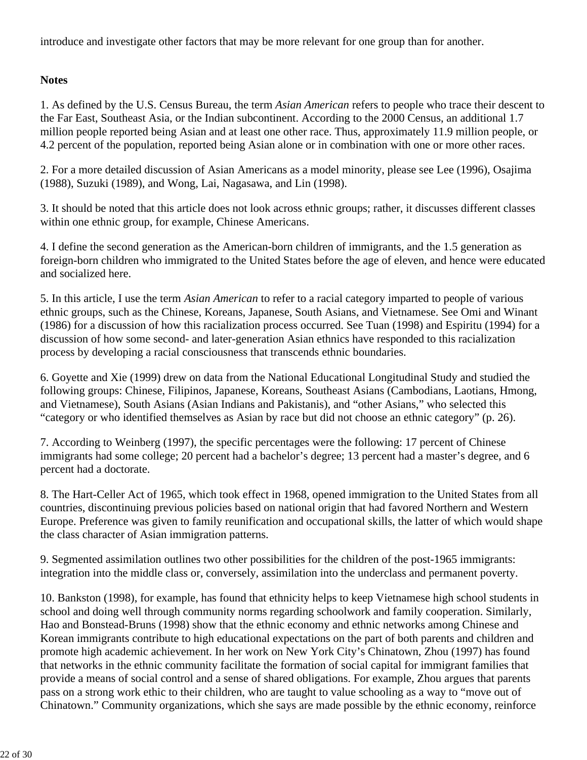introduce and investigate other factors that may be more relevant for one group than for another.

**Notes**

1. As defined by the U.S. Census Bureau, the term *Asian American* refers to people who trace their descent to the Far East, Southeast Asia, or the Indian subcontinent. According to the 2000 Census, an additional 1.7 million people reported being Asian and at least one other race. Thus, approximately 11.9 million people, or 4.2 percent of the population, reported being Asian alone or in combination with one or more other races.

2. For a more detailed discussion of Asian Americans as a model minority, please see Lee (1996), Osajima (1988), Suzuki (1989), and Wong, Lai, Nagasawa, and Lin (1998).

3. It should be noted that this article does not look across ethnic groups; rather, it discusses different classes within one ethnic group, for example, Chinese Americans.

4. I define the second generation as the American-born children of immigrants, and the 1.5 generation as foreign-born children who immigrated to the United States before the age of eleven, and hence were educated and socialized here.

5. In this article, I use the term *Asian American* to refer to a racial category imparted to people of various ethnic groups, such as the Chinese, Koreans, Japanese, South Asians, and Vietnamese. See Omi and Winant (1986) for a discussion of how this racialization process occurred. See Tuan (1998) and Espiritu (1994) for a discussion of how some second- and later-generation Asian ethnics have responded to this racialization process by developing a racial consciousness that transcends ethnic boundaries.

6. Goyette and Xie (1999) drew on data from the National Educational Longitudinal Study and studied the following groups: Chinese, Filipinos, Japanese, Koreans, Southeast Asians (Cambodians, Laotians, Hmong, and Vietnamese), South Asians (Asian Indians and Pakistanis), and "other Asians," who selected this "category or who identified themselves as Asian by race but did not choose an ethnic category" (p. 26).

7. According to Weinberg (1997), the specific percentages were the following: 17 percent of Chinese immigrants had some college; 20 percent had a bachelor's degree; 13 percent had a master's degree, and 6 percent had a doctorate.

8. The Hart-Celler Act of 1965, which took effect in 1968, opened immigration to the United States from all countries, discontinuing previous policies based on national origin that had favored Northern and Western Europe. Preference was given to family reunification and occupational skills, the latter of which would shape the class character of Asian immigration patterns.

9. Segmented assimilation outlines two other possibilities for the children of the post-1965 immigrants: integration into the middle class or, conversely, assimilation into the underclass and permanent poverty.

10. Bankston (1998), for example, has found that ethnicity helps to keep Vietnamese high school students in school and doing well through community norms regarding schoolwork and family cooperation. Similarly, Hao and Bonstead-Bruns (1998) show that the ethnic economy and ethnic networks among Chinese and Korean immigrants contribute to high educational expectations on the part of both parents and children and promote high academic achievement. In her work on New York City's Chinatown, Zhou (1997) has found that networks in the ethnic community facilitate the formation of social capital for immigrant families that provide a means of social control and a sense of shared obligations. For example, Zhou argues that parents pass on a strong work ethic to their children, who are taught to value schooling as a way to "move out of Chinatown." Community organizations, which she says are made possible by the ethnic economy, reinforce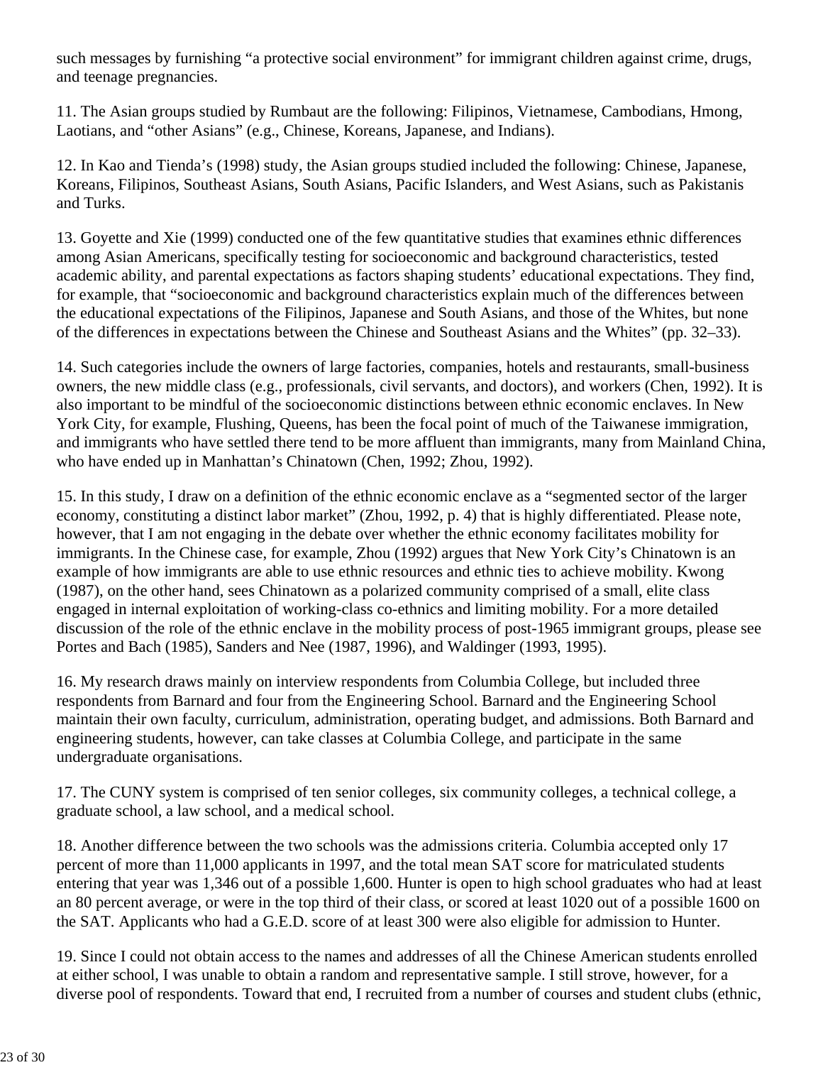such messages by furnishing “a protective social environment” for immigrant children against crime, drugs, and teenage pregnancies.

11. The Asian groups studied by Rumbaut are the following: Filipinos, Vietnamese, Cambodians, Hmong, Laotians, and “other Asians” (e.g., Chinese, Koreans, Japanese, and Indians).

12. In Kao and Tienda’s (1998) study, the Asian groups studied included the following: Chinese, Japanese, Koreans, Filipinos, Southeast Asians, South Asians, Pacific Islanders, and West Asians, such as Pakistanis and Turks.

13. Goyette and Xie (1999) conducted one of the few quantitative studies that examines ethnic differences among Asian Americans, specifically testing for socioeconomic and background characteristics, tested academic ability, and parental expectations as factors shaping students’ educational expectations. They find, for example, that “socioeconomic and background characteristics explain much of the differences between the educational expectations of the Filipinos, Japanese and South Asians, and those of the Whites, but none of the differences in expectations between the Chinese and Southeast Asians and the Whites” (pp. 32–33).

14. Such categories include the owners of large factories, companies, hotels and restaurants, small-business owners, the new middle class (e.g., professionals, civil servants, and doctors), and workers (Chen, 1992). It is also important to be mindful of the socioeconomic distinctions between ethnic economic enclaves. In New York City, for example, Flushing, Queens, has been the focal point of much of the Taiwanese immigration, and immigrants who have settled there tend to be more affluent than immigrants, many from Mainland China, who have ended up in Manhattan’s Chinatown (Chen, 1992; Zhou, 1992).

15. In this study, I draw on a definition of the ethnic economic enclave as a “segmented sector of the larger economy, constituting a distinct labor market” (Zhou, 1992, p. 4) that is highly differentiated. Please note, however, that I am not engaging in the debate over whether the ethnic economy facilitates mobility for immigrants. In the Chinese case, for example, Zhou (1992) argues that New York City’s Chinatown is an example of how immigrants are able to use ethnic resources and ethnic ties to achieve mobility. Kwong (1987), on the other hand, sees Chinatown as a polarized community comprised of a small, elite class engaged in internal exploitation of working-class co-ethnics and limiting mobility. For a more detailed discussion of the role of the ethnic enclave in the mobility process of post-1965 immigrant groups, please see Portes and Bach (1985), Sanders and Nee (1987, 1996), and Waldinger (1993, 1995).

16. My research draws mainly on interview respondents from Columbia College, but included three respondents from Barnard and four from the Engineering School. Barnard and the Engineering School maintain their own faculty, curriculum, administration, operating budget, and admissions. Both Barnard and engineering students, however, can take classes at Columbia College, and participate in the same undergraduate organisations.

17. The CUNY system is comprised of ten senior colleges, six community colleges, a technical college, a graduate school, a law school, and a medical school.

18. Another difference between the two schools was the admissions criteria. Columbia accepted only 17 percent of more than 11,000 applicants in 1997, and the total mean SAT score for matriculated students entering that year was 1,346 out of a possible 1,600. Hunter is open to high school graduates who had at least an 80 percent average, or were in the top third of their class, or scored at least 1020 out of a possible 1600 on the SAT. Applicants who had a G.E.D. score of at least 300 were also eligible for admission to Hunter.

19. Since I could not obtain access to the names and addresses of all the Chinese American students enrolled at either school, I was unable to obtain a random and representative sample. I still strove, however, for a diverse pool of respondents. Toward that end, I recruited from a number of courses and student clubs (ethnic,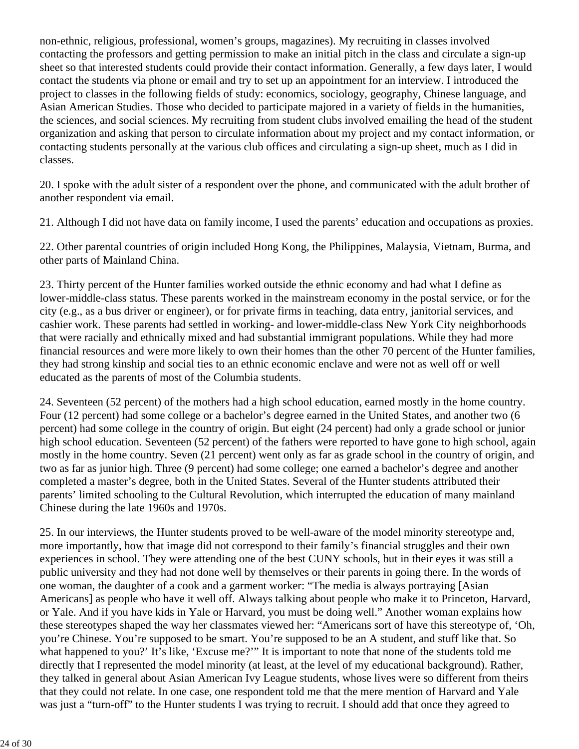non-ethnic, religious, professional, women's groups, magazines). My recruiting in classes involved contacting the professors and getting permission to make an initial pitch in the class and circulate a sign-up sheet so that interested students could provide their contact information. Generally, a few days later, I would contact the students via phone or email and try to set up an appointment for an interview. I introduced the project to classes in the following fields of study: economics, sociology, geography, Chinese language, and Asian American Studies. Those who decided to participate majored in a variety of fields in the humanities, the sciences, and social sciences. My recruiting from student clubs involved emailing the head of the student organization and asking that person to circulate information about my project and my contact information, or contacting students personally at the various club offices and circulating a sign-up sheet, much as I did in classes.

20. I spoke with the adult sister of a respondent over the phone, and communicated with the adult brother of another respondent via email.

21. Although I did not have data on family income, I used the parents' education and occupations as proxies.

22. Other parental countries of origin included Hong Kong, the Philippines, Malaysia, Vietnam, Burma, and other parts of Mainland China.

23. Thirty percent of the Hunter families worked outside the ethnic economy and had what I define as lower-middle-class status. These parents worked in the mainstream economy in the postal service, or for the city (e.g., as a bus driver or engineer), or for private firms in teaching, data entry, janitorial services, and cashier work. These parents had settled in working- and lower-middle-class New York City neighborhoods that were racially and ethnically mixed and had substantial immigrant populations. While they had more financial resources and were more likely to own their homes than the other 70 percent of the Hunter families, they had strong kinship and social ties to an ethnic economic enclave and were not as well off or well educated as the parents of most of the Columbia students.

24. Seventeen (52 percent) of the mothers had a high school education, earned mostly in the home country. Four (12 percent) had some college or a bachelor's degree earned in the United States, and another two (6 percent) had some college in the country of origin. But eight (24 percent) had only a grade school or junior high school education. Seventeen (52 percent) of the fathers were reported to have gone to high school, again mostly in the home country. Seven (21 percent) went only as far as grade school in the country of origin, and two as far as junior high. Three (9 percent) had some college; one earned a bachelor's degree and another completed a master's degree, both in the United States. Several of the Hunter students attributed their parents' limited schooling to the Cultural Revolution, which interrupted the education of many mainland Chinese during the late 1960s and 1970s.

25. In our interviews, the Hunter students proved to be well-aware of the model minority stereotype and, more importantly, how that image did not correspond to their family's financial struggles and their own experiences in school. They were attending one of the best CUNY schools, but in their eyes it was still a public university and they had not done well by themselves or their parents in going there. In the words of one woman, the daughter of a cook and a garment worker: "The media is always portraying [Asian Americans] as people who have it well off. Always talking about people who make it to Princeton, Harvard, or Yale. And if you have kids in Yale or Harvard, you must be doing well." Another woman explains how these stereotypes shaped the way her classmates viewed her: "Americans sort of have this stereotype of, 'Oh, you're Chinese. You're supposed to be smart. You're supposed to be an A student, and stuff like that. So what happened to you?' It's like, 'Excuse me?'" It is important to note that none of the students told me directly that I represented the model minority (at least, at the level of my educational background). Rather, they talked in general about Asian American Ivy League students, whose lives were so different from theirs that they could not relate. In one case, one respondent told me that the mere mention of Harvard and Yale was just a "turn-off" to the Hunter students I was trying to recruit. I should add that once they agreed to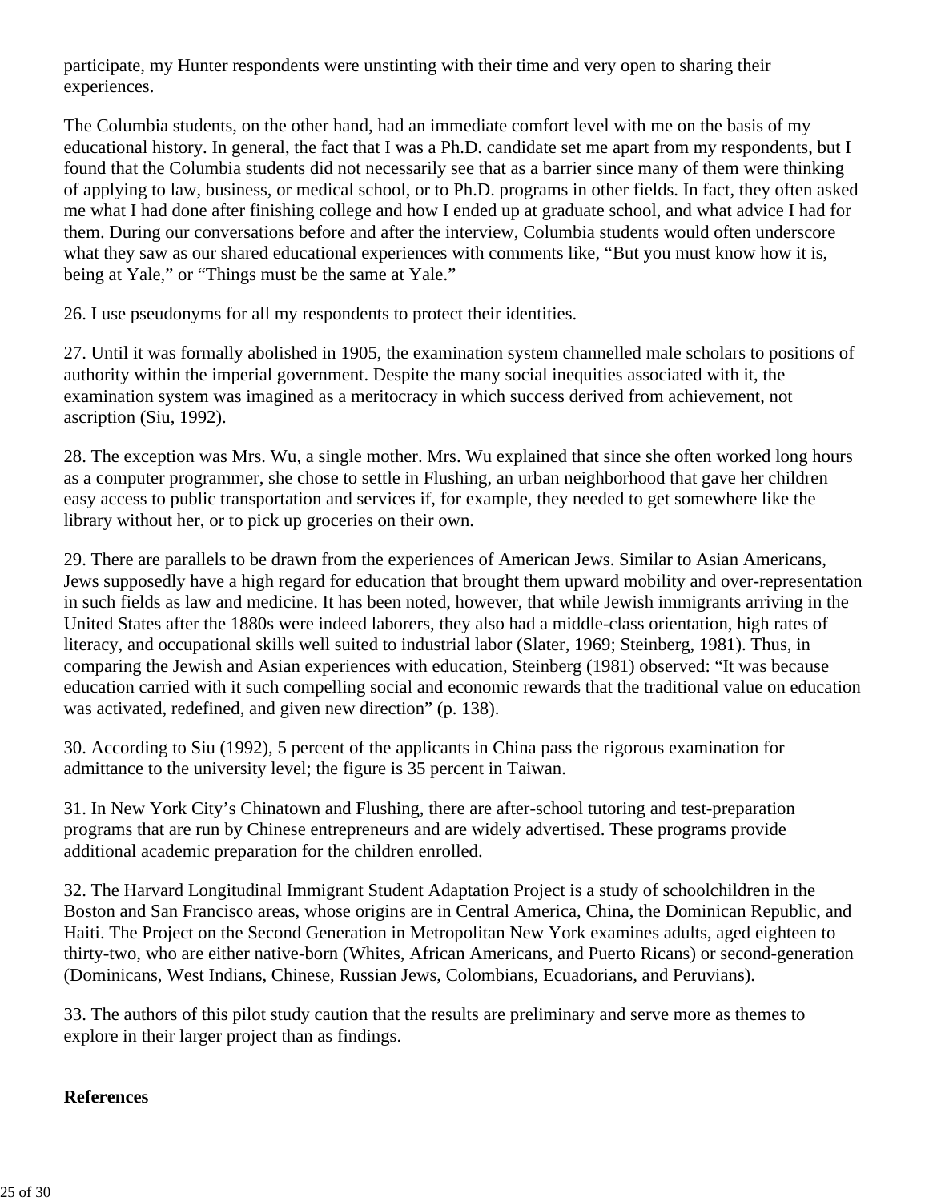participate, my Hunter respondents were unstinting with their time and very open to sharing their experiences.

The Columbia students, on the other hand, had an immediate comfort level with me on the basis of my educational history. In general, the fact that I was a Ph.D. candidate set me apart from my respondents, but I found that the Columbia students did not necessarily see that as a barrier since many of them were thinking of applying to law, business, or medical school, or to Ph.D. programs in other fields. In fact, they often asked me what I had done after finishing college and how I ended up at graduate school, and what advice I had for them. During our conversations before and after the interview, Columbia students would often underscore what they saw as our shared educational experiences with comments like, "But you must know how it is, being at Yale," or "Things must be the same at Yale."

26. I use pseudonyms for all my respondents to protect their identities.

27. Until it was formally abolished in 1905, the examination system channelled male scholars to positions of authority within the imperial government. Despite the many social inequities associated with it, the examination system was imagined as a meritocracy in which success derived from achievement, not ascription (Siu, 1992).

28. The exception was Mrs. Wu, a single mother. Mrs. Wu explained that since she often worked long hours as a computer programmer, she chose to settle in Flushing, an urban neighborhood that gave her children easy access to public transportation and services if, for example, they needed to get somewhere like the library without her, or to pick up groceries on their own.

29. There are parallels to be drawn from the experiences of American Jews. Similar to Asian Americans, Jews supposedly have a high regard for education that brought them upward mobility and over-representation in such fields as law and medicine. It has been noted, however, that while Jewish immigrants arriving in the United States after the 1880s were indeed laborers, they also had a middle-class orientation, high rates of literacy, and occupational skills well suited to industrial labor (Slater, 1969; Steinberg, 1981). Thus, in comparing the Jewish and Asian experiences with education, Steinberg (1981) observed: "It was because education carried with it such compelling social and economic rewards that the traditional value on education was activated, redefined, and given new direction" (p. 138).

30. According to Siu (1992), 5 percent of the applicants in China pass the rigorous examination for admittance to the university level; the figure is 35 percent in Taiwan.

31. In New York City's Chinatown and Flushing, there are after-school tutoring and test-preparation programs that are run by Chinese entrepreneurs and are widely advertised. These programs provide additional academic preparation for the children enrolled.

32. The Harvard Longitudinal Immigrant Student Adaptation Project is a study of schoolchildren in the Boston and San Francisco areas, whose origins are in Central America, China, the Dominican Republic, and Haiti. The Project on the Second Generation in Metropolitan New York examines adults, aged eighteen to thirty-two, who are either native-born (Whites, African Americans, and Puerto Ricans) or second-generation (Dominicans, West Indians, Chinese, Russian Jews, Colombians, Ecuadorians, and Peruvians).

33. The authors of this pilot study caution that the results are preliminary and serve more as themes to explore in their larger project than as findings.

**References**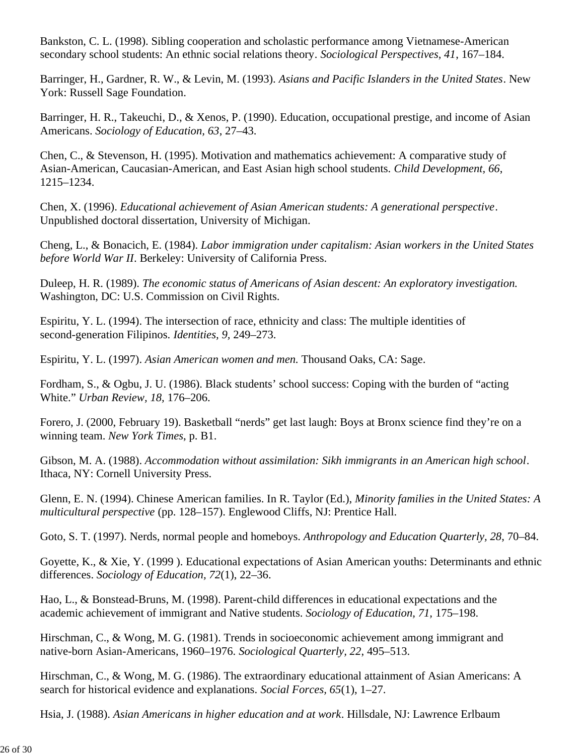Bankston, C. L. (1998). Sibling cooperation and scholastic performance among Vietnamese-American secondary school students: An ethnic social relations theory. *Sociological Perspectives, 41*, 167–184.

Barringer, H., Gardner, R. W., & Levin, M. (1993). *Asians and Pacific Islanders in the United States*. New York: Russell Sage Foundation.

Barringer, H. R., Takeuchi, D., & Xenos, P. (1990). Education, occupational prestige, and income of Asian Americans. *Sociology of Education, 63*, 27–43.

Chen, C., & Stevenson, H. (1995). Motivation and mathematics achievement: A comparative study of Asian-American, Caucasian-American, and East Asian high school students. *Child Development, 66*, 1215–1234.

Chen, X. (1996). *Educational achievement of Asian American students: A generational perspective*. Unpublished doctoral dissertation, University of Michigan.

Cheng, L., & Bonacich, E. (1984). *Labor immigration under capitalism: Asian workers in the United States before World War II*. Berkeley: University of California Press.

Duleep, H. R. (1989). *The economic status of Americans of Asian descent: An exploratory investigation.* Washington, DC: U.S. Commission on Civil Rights.

Espiritu, Y. L. (1994). The intersection of race, ethnicity and class: The multiple identities of second-generation Filipinos. *Identities, 9*, 249–273.

Espiritu, Y. L. (1997). *Asian American women and men.* Thousand Oaks, CA: Sage.

Fordham, S., & Ogbu, J. U. (1986). Black students' school success: Coping with the burden of "acting White." *Urban Review, 18*, 176–206.

Forero, J. (2000, February 19). Basketball "nerds" get last laugh: Boys at Bronx science find they're on a winning team. *New York Times*, p. B1.

Gibson, M. A. (1988). *Accommodation without assimilation: Sikh immigrants in an American high school*. Ithaca, NY: Cornell University Press.

Glenn, E. N. (1994). Chinese American families. In R. Taylor (Ed.), *Minority families in the United States: A multicultural perspective* (pp. 128–157). Englewood Cliffs, NJ: Prentice Hall.

Goto, S. T. (1997). Nerds, normal people and homeboys. *Anthropology and Education Quarterly, 28*, 70–84.

Goyette, K., & Xie, Y. (1999 ). Educational expectations of Asian American youths: Determinants and ethnic differences. *Sociology of Education, 72*(1), 22–36.

Hao, L., & Bonstead-Bruns, M. (1998). Parent-child differences in educational expectations and the academic achievement of immigrant and Native students. *Sociology of Education, 71*, 175–198.

Hirschman, C., & Wong, M. G. (1981). Trends in socioeconomic achievement among immigrant and native-born Asian-Americans, 1960–1976. *Sociological Quarterly, 22*, 495–513.

Hirschman, C., & Wong, M. G. (1986). The extraordinary educational attainment of Asian Americans: A search for historical evidence and explanations. *Social Forces, 65*(1), 1–27.

Hsia, J. (1988). *Asian Americans in higher education and at work*. Hillsdale, NJ: Lawrence Erlbaum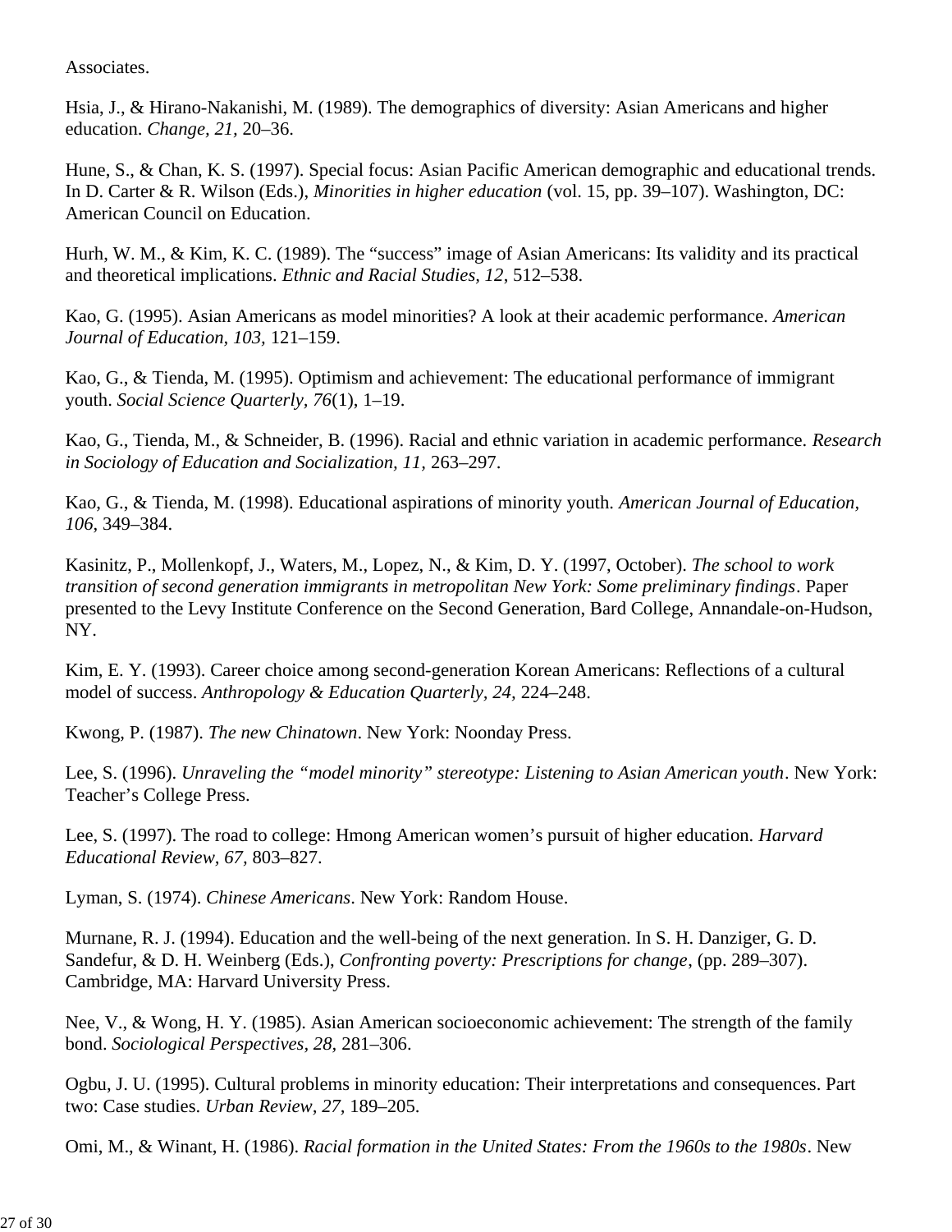Associates.

Hsia, J., & Hirano-Nakanishi, M. (1989). The demographics of diversity: Asian Americans and higher education. *Change, 21,* 20–36.

Hune, S., & Chan, K. S. (1997). Special focus: Asian Pacific American demographic and educational trends. In D. Carter & R. Wilson (Eds.), *Minorities in higher education* (vol. 15, pp. 39–107). Washington, DC: American Council on Education.

Hurh, W. M., & Kim, K. C. (1989). The "success" image of Asian Americans: Its validity and its practical and theoretical implications. *Ethnic and Racial Studies, 12,* 512–538.

Kao, G. (1995). Asian Americans as model minorities? A look at their academic performance. *American Journal of Education, 103,* 121–159.

Kao, G., & Tienda, M. (1995). Optimism and achievement: The educational performance of immigrant youth. *Social Science Quarterly, 76*(1), 1–19.

Kao, G., Tienda, M., & Schneider, B. (1996). Racial and ethnic variation in academic performance. *Research in Sociology of Education and Socialization, 11,* 263–297.

Kao, G., & Tienda, M. (1998). Educational aspirations of minority youth. *American Journal of Education, 106,* 349–384.

Kasinitz, P., Mollenkopf, J., Waters, M., Lopez, N., & Kim, D. Y. (1997, October). *The school to work transition of second generation immigrants in metropolitan New York: Some preliminary findings*. Paper presented to the Levy Institute Conference on the Second Generation, Bard College, Annandale-on-Hudson, NY.

Kim, E. Y. (1993). Career choice among second-generation Korean Americans: Reflections of a cultural model of success. *Anthropology & Education Quarterly, 24,* 224–248.

Kwong, P. (1987). *The new Chinatown*. New York: Noonday Press.

Lee, S. (1996). *Unraveling the "model minority" stereotype: Listening to Asian American youth*. New York: Teacher's College Press.

Lee, S. (1997). The road to college: Hmong American women's pursuit of higher education. *Harvard Educational Review, 67,* 803–827.

Lyman, S. (1974). *Chinese Americans*. New York: Random House.

Murnane, R. J. (1994). Education and the well-being of the next generation. In S. H. Danziger, G. D. Sandefur, & D. H. Weinberg (Eds.), *Confronting poverty: Prescriptions for change,* (pp. 289–307). Cambridge, MA: Harvard University Press.

Nee, V., & Wong, H. Y. (1985). Asian American socioeconomic achievement: The strength of the family bond. *Sociological Perspectives, 28,* 281–306.

Ogbu, J. U. (1995). Cultural problems in minority education: Their interpretations and consequences. Part two: Case studies. *Urban Review, 27,* 189–205.

Omi, M., & Winant, H. (1986). *Racial formation in the United States: From the 1960s to the 1980s*. New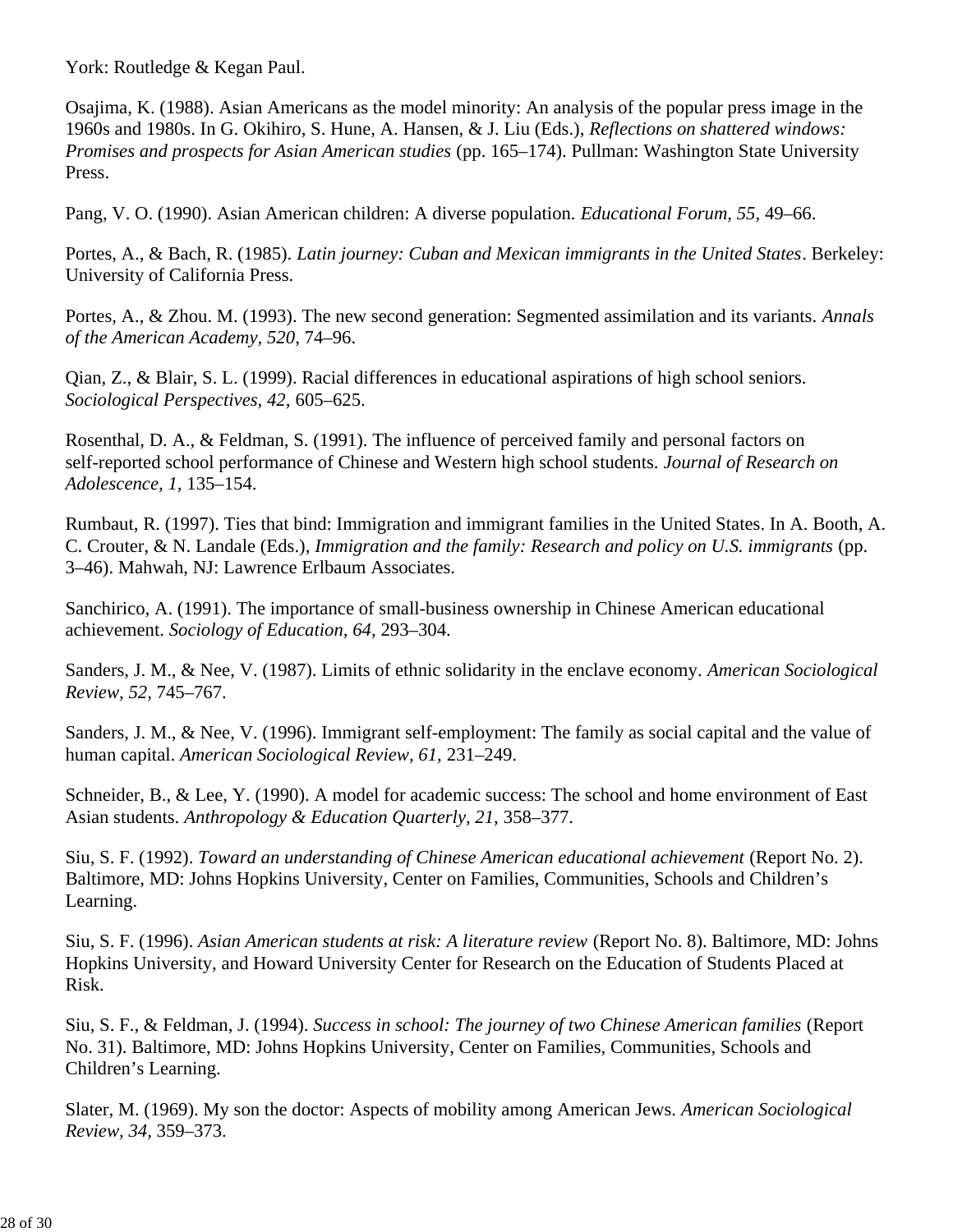York: Routledge & Kegan Paul.

Osajima, K. (1988). Asian Americans as the model minority: An analysis of the popular press image in the 1960s and 1980s. In G. Okihiro, S. Hune, A. Hansen, & J. Liu (Eds.), *Reflections on shattered windows: Promises and prospects for Asian American studies* (pp. 165–174). Pullman: Washington State University Press.

Pang, V. O. (1990). Asian American children: A diverse population. *Educational Forum, 55*, 49–66.

Portes, A., & Bach, R. (1985). *Latin journey: Cuban and Mexican immigrants in the United States*. Berkeley: University of California Press.

Portes, A., & Zhou. M. (1993). The new second generation: Segmented assimilation and its variants. *Annals of the American Academy, 520*, 74–96.

Qian, Z., & Blair, S. L. (1999). Racial differences in educational aspirations of high school seniors. *Sociological Perspectives, 42,* 605–625.

Rosenthal, D. A., & Feldman, S. (1991). The influence of perceived family and personal factors on self-reported school performance of Chinese and Western high school students. *Journal of Research on Adolescence, 1,* 135–154.

Rumbaut, R. (1997). Ties that bind: Immigration and immigrant families in the United States. In A. Booth, A. C. Crouter, & N. Landale (Eds.), *Immigration and the family: Research and policy on U.S. immigrants* (pp. 3–46). Mahwah, NJ: Lawrence Erlbaum Associates.

Sanchirico, A. (1991). The importance of small-business ownership in Chinese American educational achievement. *Sociology of Education, 64,* 293–304.

Sanders, J. M., & Nee, V. (1987). Limits of ethnic solidarity in the enclave economy. *American Sociological Review, 52,* 745–767.

Sanders, J. M., & Nee, V. (1996). Immigrant self-employment: The family as social capital and the value of human capital. *American Sociological Review, 61,* 231–249.

Schneider, B., & Lee, Y. (1990). A model for academic success: The school and home environment of East Asian students. *Anthropology & Education Quarterly, 21,* 358–377.

Siu, S. F. (1992). *Toward an understanding of Chinese American educational achievement* (Report No. 2). Baltimore, MD: Johns Hopkins University, Center on Families, Communities, Schools and Children's Learning.

Siu, S. F. (1996). *Asian American students at risk: A literature review* (Report No. 8). Baltimore, MD: Johns Hopkins University, and Howard University Center for Research on the Education of Students Placed at Risk.

Siu, S. F., & Feldman, J. (1994). *Success in school: The journey of two Chinese American families* (Report No. 31). Baltimore, MD: Johns Hopkins University, Center on Families, Communities, Schools and Children's Learning.

Slater, M. (1969). My son the doctor: Aspects of mobility among American Jews. *American Sociological Review, 34,* 359–373.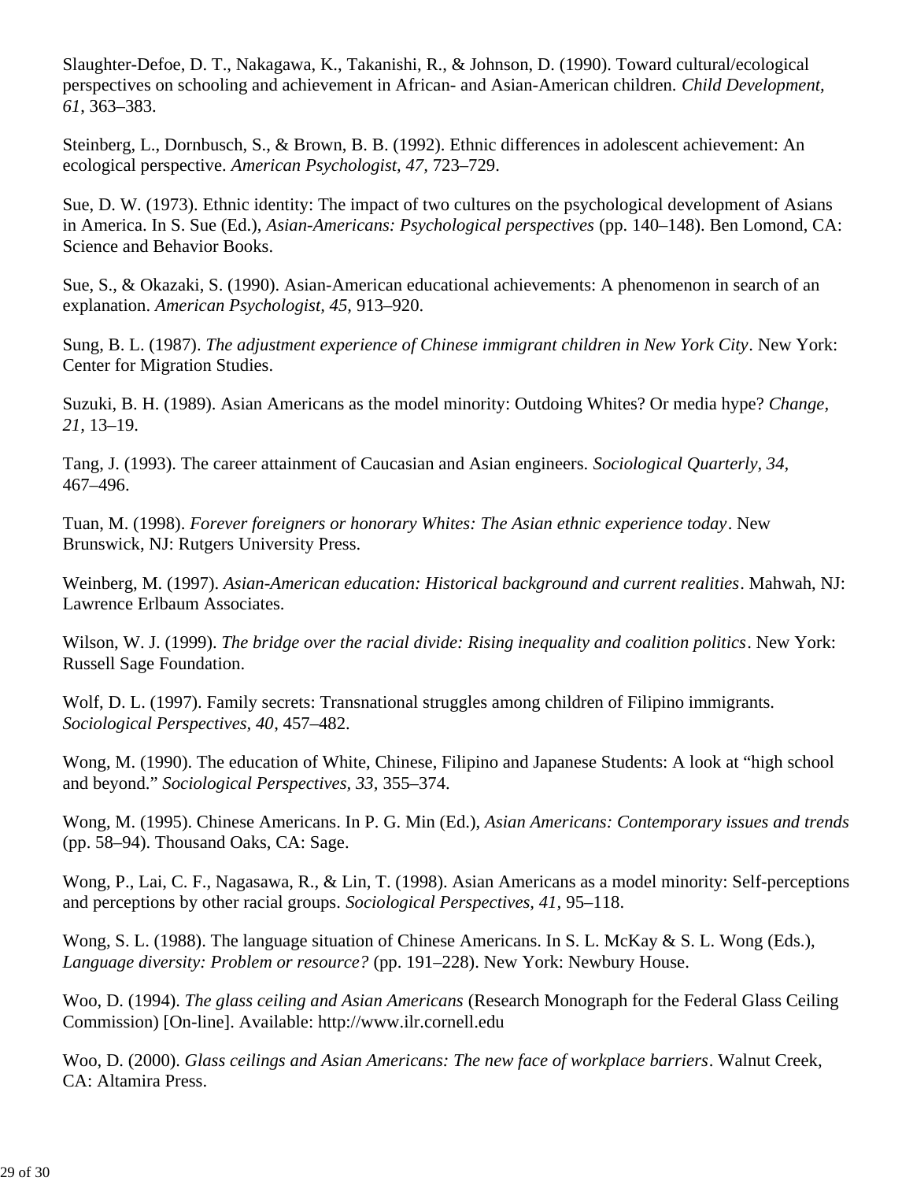Slaughter-Defoe, D. T., Nakagawa, K., Takanishi, R., & Johnson, D. (1990). Toward cultural/ecological perspectives on schooling and achievement in African- and Asian-American children. *Child Development, 61*, 363–383.

Steinberg, L., Dornbusch, S., & Brown, B. B. (1992). Ethnic differences in adolescent achievement: An ecological perspective. *American Psychologist, 47,* 723–729.

Sue, D. W. (1973). Ethnic identity: The impact of two cultures on the psychological development of Asians in America. In S. Sue (Ed.), *Asian-Americans: Psychological perspectives* (pp. 140–148). Ben Lomond, CA: Science and Behavior Books.

Sue, S., & Okazaki, S. (1990). Asian-American educational achievements: A phenomenon in search of an explanation. *American Psychologist, 45,* 913–920.

Sung, B. L. (1987). *The adjustment experience of Chinese immigrant children in New York City*. New York: Center for Migration Studies.

Suzuki, B. H. (1989). Asian Americans as the model minority: Outdoing Whites? Or media hype? *Change, 21,* 13–19.

Tang, J. (1993). The career attainment of Caucasian and Asian engineers. *Sociological Quarterly, 34,* 467–496.

Tuan, M. (1998). *Forever foreigners or honorary Whites: The Asian ethnic experience today*. New Brunswick, NJ: Rutgers University Press.

Weinberg, M. (1997). *Asian-American education: Historical background and current realities*. Mahwah, NJ: Lawrence Erlbaum Associates.

Wilson, W. J. (1999). *The bridge over the racial divide: Rising inequality and coalition politics*. New York: Russell Sage Foundation.

Wolf, D. L. (1997). Family secrets: Transnational struggles among children of Filipino immigrants. *Sociological Perspectives, 40*, 457–482.

Wong, M. (1990). The education of White, Chinese, Filipino and Japanese Students: A look at "high school and beyond." *Sociological Perspectives, 33,* 355–374.

Wong, M. (1995). Chinese Americans. In P. G. Min (Ed.), *Asian Americans: Contemporary issues and trends* (pp. 58–94). Thousand Oaks, CA: Sage.

Wong, P., Lai, C. F., Nagasawa, R., & Lin, T. (1998). Asian Americans as a model minority: Self-perceptions and perceptions by other racial groups. *Sociological Perspectives, 41,* 95–118.

Wong, S. L. (1988). The language situation of Chinese Americans. In S. L. McKay & S. L. Wong (Eds.), *Language diversity: Problem or resource?* (pp. 191–228). New York: Newbury House.

Woo, D. (1994). *The glass ceiling and Asian Americans* (Research Monograph for the Federal Glass Ceiling Commission) [On-line]. Available: http://www.ilr.cornell.edu

Woo, D. (2000). *Glass ceilings and Asian Americans: The new face of workplace barriers*. Walnut Creek, CA: Altamira Press.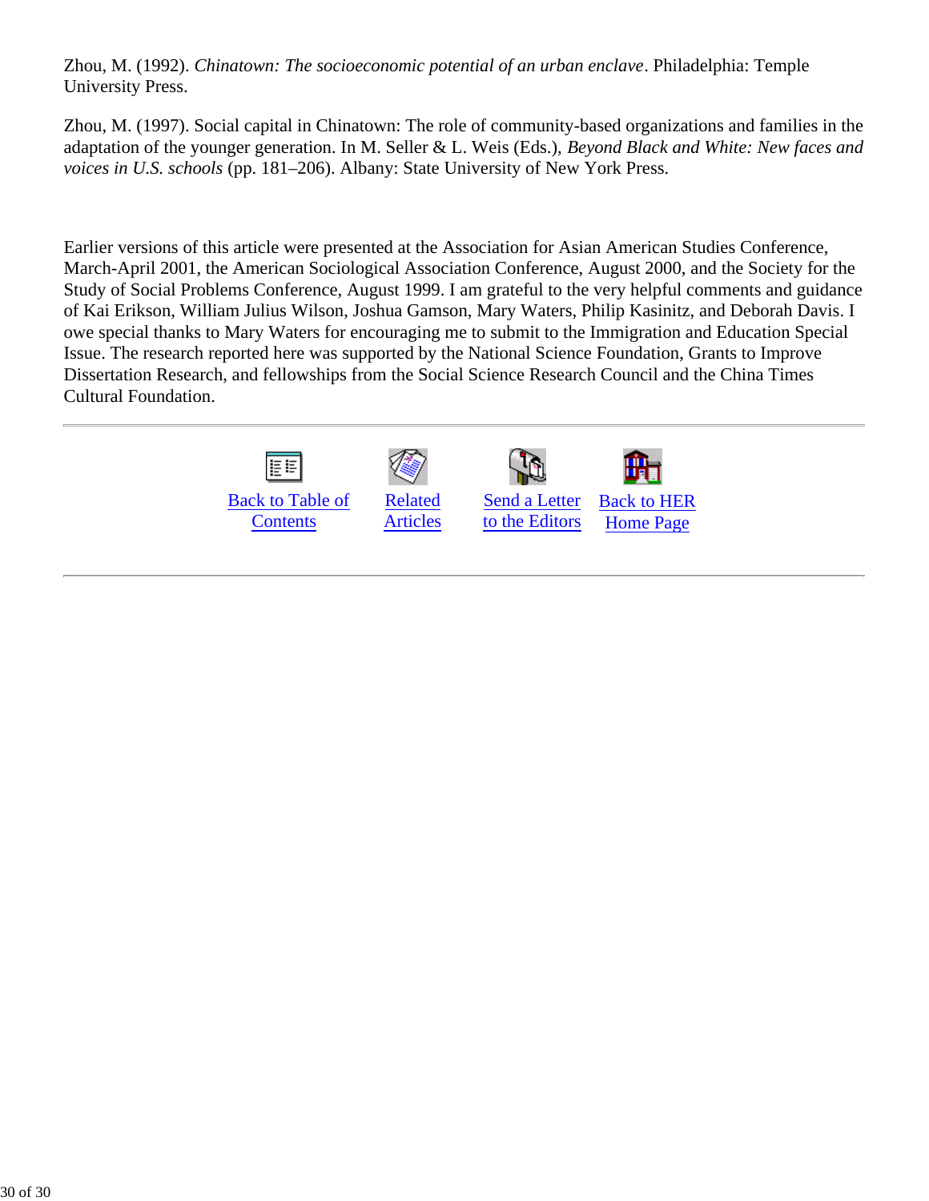Zhou, M. (1992). *Chinatown: The socioeconomic potential of an urban enclave*. Philadelphia: Temple University Press.

Zhou, M. (1997). Social capital in Chinatown: The role of community-based organizations and families in the adaptation of the younger generation. In M. Seller & L. Weis (Eds.), *Beyond Black and White: New faces and voices in U.S. schools* (pp. 181–206). Albany: State University of New York Press.

Earlier versions of this article were presented at the Association for Asian American Studies Conference, March-April 2001, the American Sociological Association Conference, August 2000, and the Society for the Study of Social Problems Conference, August 1999. I am grateful to the very helpful comments and guidance of Kai Erikson, William Julius Wilson, Joshua Gamson, Mary Waters, Philip Kasinitz, and Deborah Davis. I owe special thanks to Mary Waters for encouraging me to submit to the Immigration and Education Special Issue. The research reported here was supported by the National Science Foundation, Grants to Improve Dissertation Research, and fellowships from the Social Science Research Council and the China Times Cultural Foundation.

---

Back to Table of Contents | Related Articles | Send a Letter to the Editors | Back to HER Home Page

---